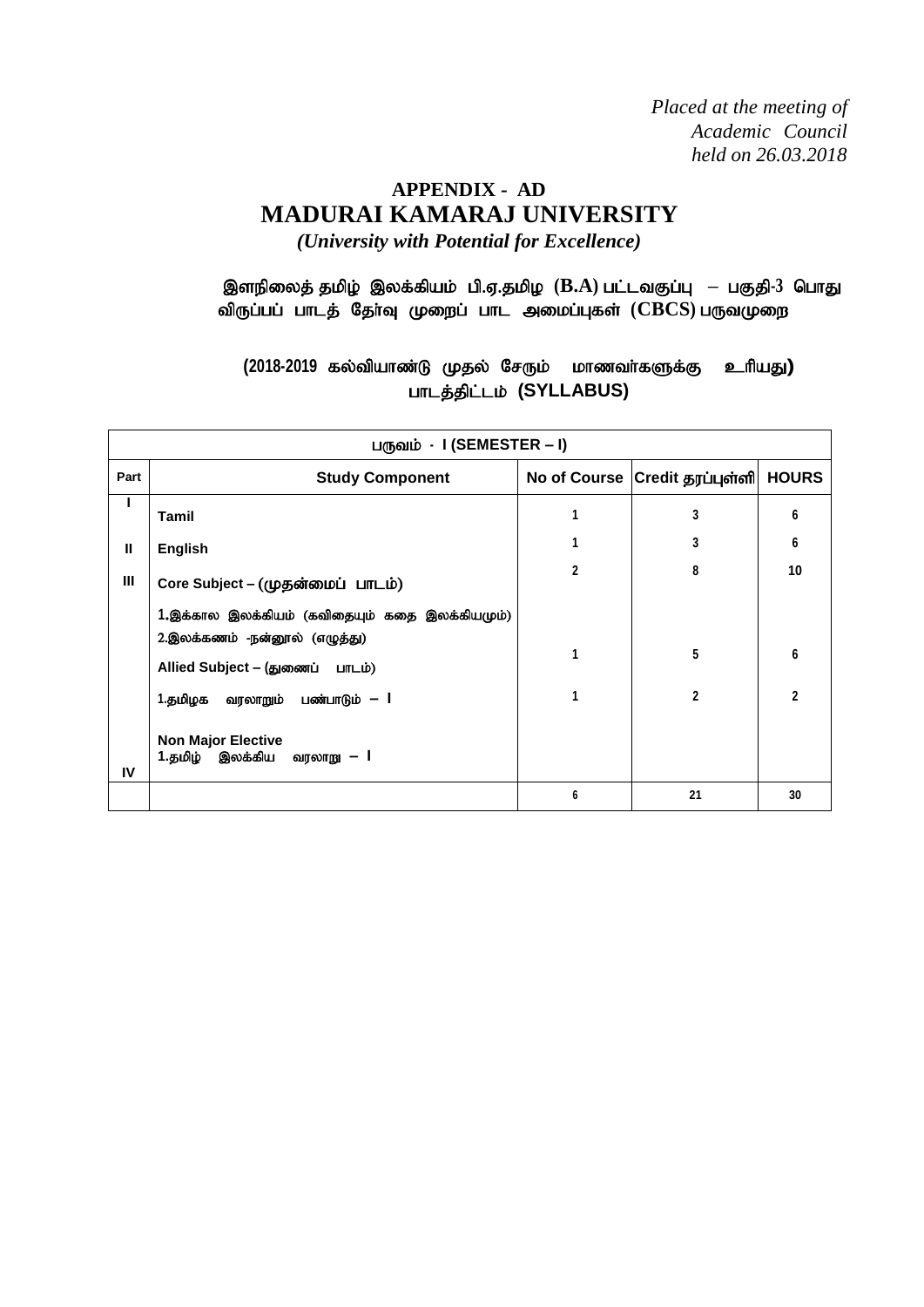*Placed at the meeting of*
*Academic Council*
*held on 26.03.2018*

**APPENDIX - AD**

# MADURAI KAMARAJ UNIVERSITY

*(University with Potential for Excellence)*

**இளநிலைத் தமிழ் இலக்கியம் பி.ஏ.தமிழ (B.A) பட்டவகுப்பு – பகுதி-3 பொது விருப்பப் பாடத் தேர்வு முறைப் பாட அமைப்புகள் (CBCS) பருவமுறை**

**(2018-2019 கல்வியாண்டு முதல் சேரும் மாணவர்களுக்கு உரியது)**
**பாடத்திட்டம் (SYLLABUS)**

| பருவம் - I (SEMESTER – I) | | | | |
|---|---|---|---|---|
| **Part** | **Study Component** | **No of Course** | **Credit தரப்புள்ளி** | **HOURS** |
| I | **Tamil** | 1 | 3 | 6 |
| II | **English** | 1 | 3 | 6 |
| III | **Core Subject – (முதன்மைப் பாடம்)**<br>1.இக்கால இலக்கியம் (கவிதையும் கதை இலக்கியமும்)<br>2.இலக்கணம் -நன்னூல் (எழுத்து) | 2 | 8 | 10 |
| | **Allied Subject – (துணைப் பாடம்)**<br>1.தமிழக வரலாறும் பண்பாடும் – I | 1 | 5 | 6 |
| IV | **Non Major Elective**<br>1.தமிழ் இலக்கிய வரலாறு – I | 1 | 2 | 2 |
| | | 6 | 21 | 30 |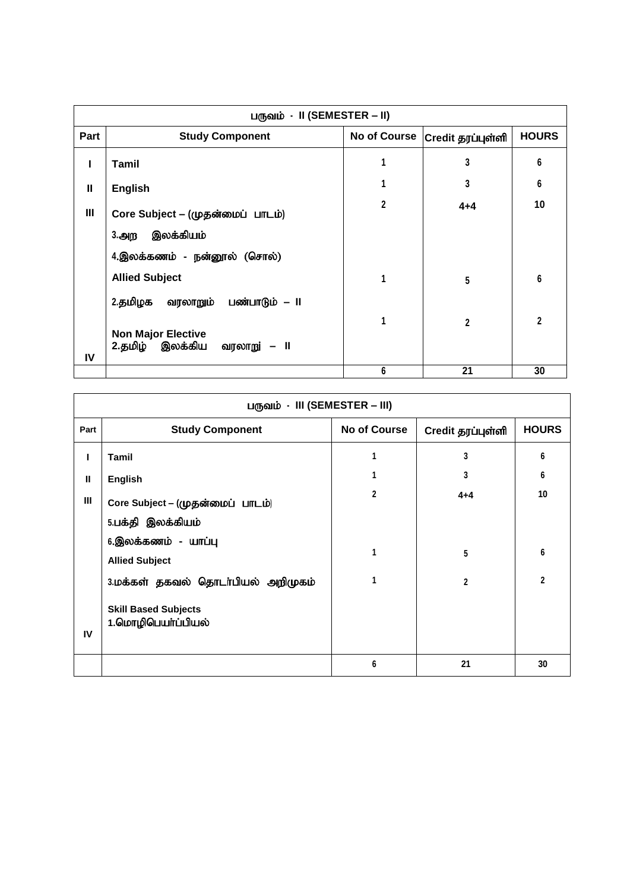| பருவம் - II (SEMESTER – II) | | | | |
|---|---|---|---|---|
| **Part** | **Study Component** | **No of Course** | **Credit தரப்புள்ளி** | **HOURS** |
| I | **Tamil** | 1 | 3 | 6 |
| II | **English** | 1 | 3 | 6 |
| III | **Core Subject – (முதன்மைப் பாடம்)**<br>3.அற இலக்கியம்<br>4.இலக்கணம் - நன்னூல் (சொல்) | 2 | 4+4 | 10 |
| | **Allied Subject**<br>2.தமிழக வரலாறும் பண்பாடும் – II | 1 | 5 | 6 |
| IV | **Non Major Elective**<br>2.தமிழ் இலக்கிய வரலாறு – II | 1 | 2 | 2 |
| | | 6 | 21 | 30 |

| பருவம் - III (SEMESTER – III) | | | | |
|---|---|---|---|---|
| **Part** | **Study Component** | **No of Course** | **Credit தரப்புள்ளி** | **HOURS** |
| I | **Tamil** | 1 | 3 | 6 |
| II | **English** | 1 | 3 | 6 |
| III | **Core Subject – (முதன்மைப் பாடம்)**<br>5.பக்தி இலக்கியம்<br>6.இலக்கணம் - யாப்பு | 2 | 4+4 | 10 |
| | **Allied Subject**<br>3.மக்கள் தகவல் தொடர்பியல் அறிமுகம் | 1 | 5 | 6 |
| IV | **Skill Based Subjects**<br>1.மொழிபெயர்ப்பியல் | 1 | 2 | 2 |
| | | 6 | 21 | 30 |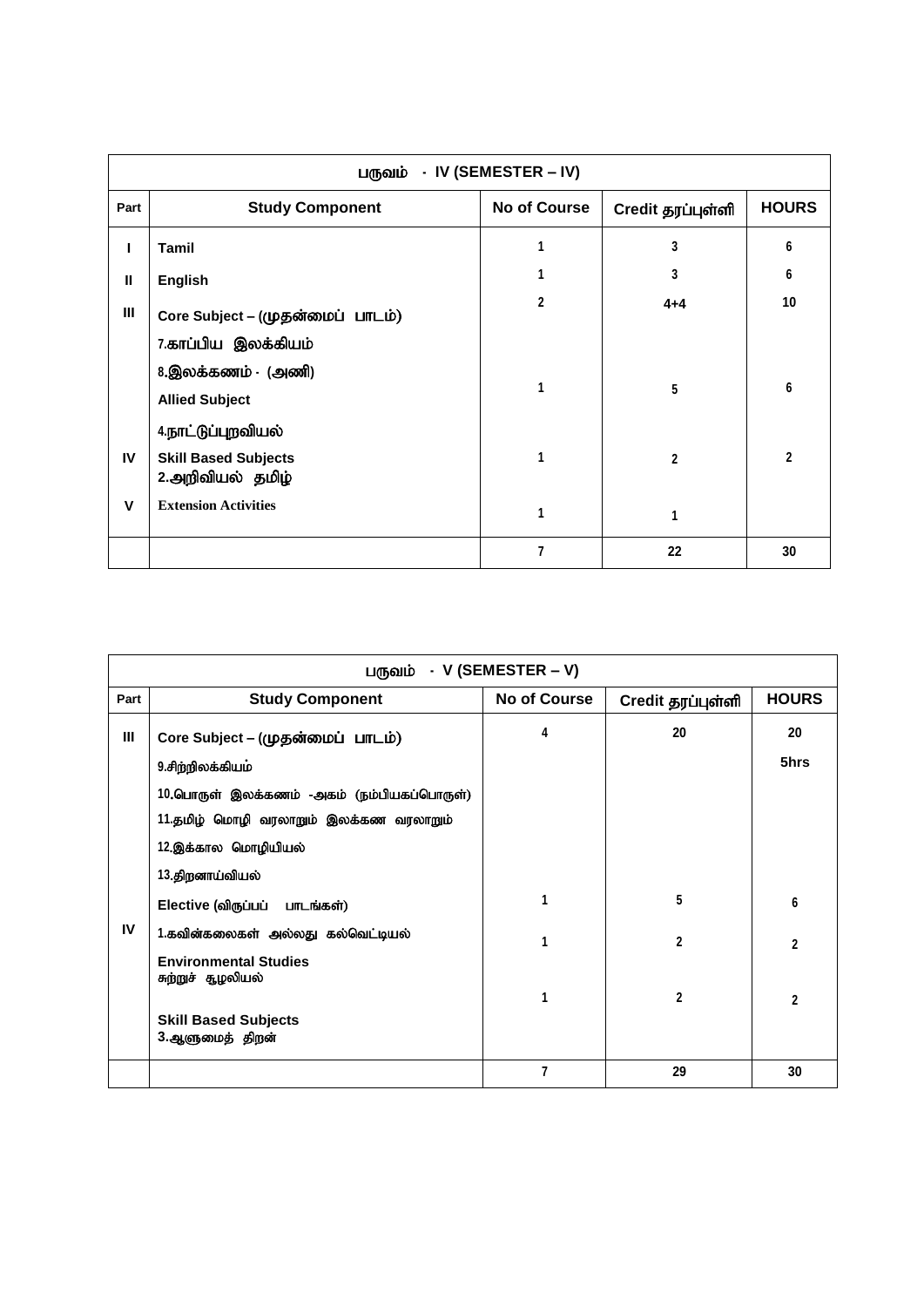| பருவம் - IV (SEMESTER – IV) | | | | |
|---|---|---|---|---|
| Part | Study Component | No of Course | Credit தரப்புள்ளி | HOURS |
| I | Tamil | 1 | 3 | 6 |
| II | English | 1 | 3 | 6 |
| III | Core Subject – (முதன்மைப் பாடம்)<br>7.காப்பிய இலக்கியம்<br>8.இலக்கணம் - (அணி) | 2 | 4+4 | 10 |
| | Allied Subject<br>4.நாட்டுப்புறவியல் | 1 | 5 | 6 |
| IV | Skill Based Subjects<br>2.அறிவியல் தமிழ் | 1 | 2 | 2 |
| V | Extension Activities | 1 | 1 | |
| | | 7 | 22 | 30 |

| பருவம் - V (SEMESTER – V) | | | | |
|---|---|---|---|---|
| Part | Study Component | No of Course | Credit தரப்புள்ளி | HOURS |
| III | Core Subject – (முதன்மைப் பாடம்)<br>9.சிற்றிலக்கியம்<br>10.பொருள் இலக்கணம் -அகம் (நம்பியகப்பொருள்)<br>11.தமிழ் மொழி வரலாறும் இலக்கண வரலாறும்<br>12.இக்கால மொழியியல்<br>13.திறனாய்வியல் | 4 | 20 | 20<br>5hrs |
| | Elective (விருப்பப் பாடங்கள்)<br>1.கவின்கலைகள் அல்லது கல்வெட்டியல் | 1 | 5 | 6 |
| IV | Environmental Studies<br>சுற்றுச் சூழலியல் | 1 | 2 | 2 |
| | Skill Based Subjects<br>3.ஆளுமைத் திறன் | 1 | 2 | 2 |
| | | 7 | 29 | 30 |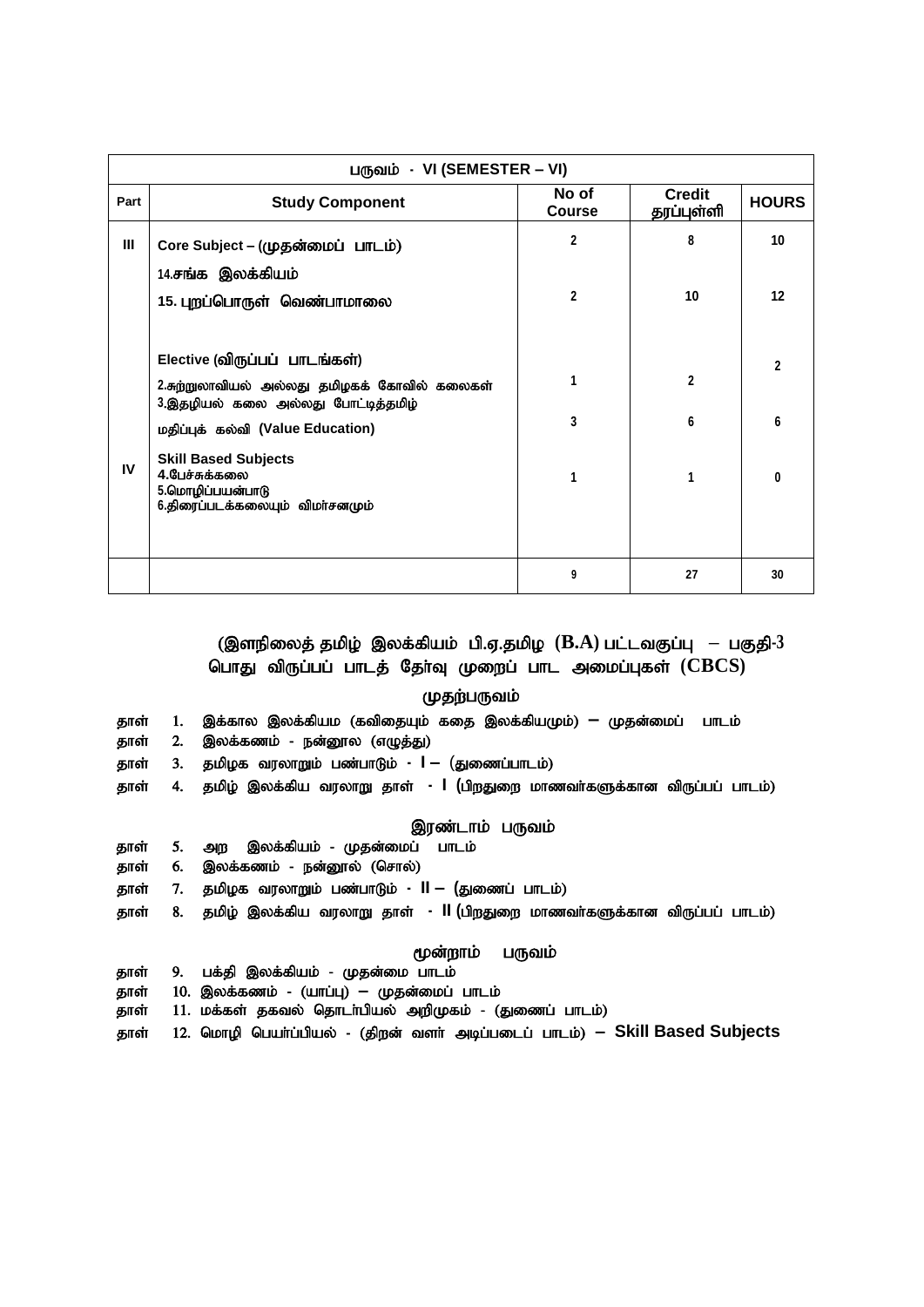| பருவம் - VI (SEMESTER – VI) | | | | |
|---|---|---|---|---|
| **Part** | **Study Component** | **No of Course** | **Credit தரப்புள்ளி** | **HOURS** |
| III | Core Subject – (முதன்மைப் பாடம்) 14.சங்க இலக்கியம் | 2 | 8 | 10 |
| | 15. புறப்பொருள் வெண்பாமாலை | 2 | 10 | 12 |
| | Elective (விருப்பப் பாடங்கள்) 2.சுற்றுலாவியல் அல்லது தமிழகக் கோவில் கலைகள் 3.இதழியல் கலை அல்லது போட்டித்தமிழ் | 1 | 2 | 2 |
| | மதிப்புக் கல்வி (Value Education) | 3 | 6 | 6 |
| IV | Skill Based Subjects 4.பேச்சுக்கலை 5.மொழிப்பயன்பாடு 6.திரைப்படக்கலையும் விமர்சனமும் | 1 | 1 | 0 |
| | | 9 | 27 | 30 |

## (இளநிலைத் தமிழ் இலக்கியம் பி.ஏ.தமிழ (B.A) பட்டவகுப்பு – பகுதி-3 பொது விருப்பப் பாடத் தேர்வு முறைப் பாட அமைப்புகள் (CBCS)

### முதற்பருவம்

தாள் 1. இக்கால இலக்கியம (கவிதையும் கதை இலக்கியமும்) – முதன்மைப் பாடம்
தாள் 2. இலக்கணம் - நன்னூல (எழுத்து)
தாள் 3. தமிழக வரலாறும் பண்பாடும் - I – (துணைப்பாடம்)
தாள் 4. தமிழ் இலக்கிய வரலாறு தாள் - I (பிறதுறை மாணவர்களுக்கான விருப்பப் பாடம்)

### இரண்டாம் பருவம்

தாள் 5. அற இலக்கியம் - முதன்மைப் பாடம்
தாள் 6. இலக்கணம் - நன்னூல் (சொல்)
தாள் 7. தமிழக வரலாறும் பண்பாடும் - II – (துணைப் பாடம்)
தாள் 8. தமிழ் இலக்கிய வரலாறு தாள் - II (பிறதுறை மாணவர்களுக்கான விருப்பப் பாடம்)

### மூன்றாம் பருவம்

தாள் 9. பக்தி இலக்கியம் - முதன்மை பாடம்
தாள் 10. இலக்கணம் - (யாப்பு) – முதன்மைப் பாடம்
தாள் 11. மக்கள் தகவல் தொடர்பியல் அறிமுகம் - (துணைப் பாடம்)
தாள் 12. மொழி பெயர்ப்பியல் - (திறன் வளர் அடிப்படைப் பாடம்) – **Skill Based Subjects**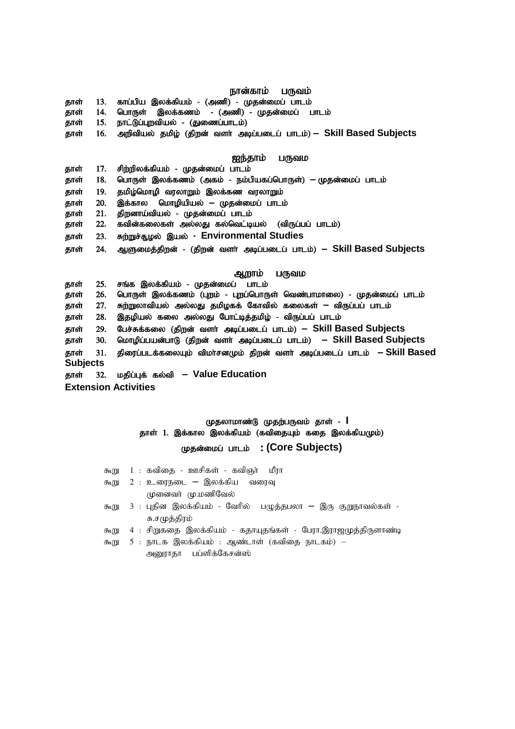### நான்காம் பருவம்

தாள் 13. காப்பிய இலக்கியம் - (அணி) - முதன்மைப் பாடம்
தாள் 14. பொருள் இலக்கணம் - (அணி) - முதன்மைப் பாடம்
தாள் 15. நாட்டுப்புறவியல் - (துணைப்பாடம்)
தாள் 16. அறிவியல் தமிழ் (திறன் வளர் அடிப்படைப் பாடம்) – **Skill Based Subjects**

### ஐந்தாம் பருவம

தாள் 17. சிற்றிலக்கியம் - முதன்மைப் பாடம்
தாள் 18. பொருள் இலக்கணம் (அகம் - நம்பியகப்பொருள்) – முதன்மைப் பாடம்
தாள் 19. தமிழ்மொழி வரலாறும் இலக்கண வரலாறும்
தாள் 20. இக்கால மொழியியல் – முதன்மைப் பாடம்
தாள் 21. திறனாய்வியல் - முதன்மைப் பாடம்
தாள் 22. கவின்கலைகள் அல்லது கல்வெட்டியல் (விருப்பப் பாடம்)
தாள் 23. சுற்றுச்சூழல் இயல் - **Environmental Studies**
தாள் 24. ஆளுமைத்திறன் - (திறன் வளர் அடிப்படைப் பாடம்) – **Skill Based Subjects**

### ஆறாம் பருவம

தாள் 25. சங்க இலக்கியம் - முதன்மைப் பாடம்
தாள் 26. பொருள் இலக்கணம் (புறம் - புறப்பொருள் வெண்பாமாலை) - முதன்மைப் பாடம்
தாள் 27. சுற்றுலாவியல் அல்லது தமிழகக் கோவில் கலைகள் – விருப்பப் பாடம்
தாள் 28. இதழியல் கலை அல்லது போட்டித்தமிழ் - விருப்பப் பாடம்
தாள் 29. பேச்சுக்கலை (திறன் வளர் அடிப்படைப் பாடம்) – **Skill Based Subjects**
தாள் 30. மொழிப்பயன்பாடு (திறன் வளர் அடிப்படைப் பாடம்) – **Skill Based Subjects**
தாள் 31. திரைப்படக்கலையும் விமர்சனமும் திறன் வளர் அடிப்படைப் பாடம் – **Skill Based Subjects**
தாள் 32. மதிப்புக் கல்வி – **Value Education**

**Extension Activities**

### முதலாமாண்டு முதற்பருவம் தாள் - I

### தாள் 1. இக்கால இலக்கியம் (கவிதையும் கதை இலக்கியமும்)

### முதன்மைப் பாடம் : (Core Subjects)

கூறு 1 : கவிதை - ஊசிகள் - கவிஞர் மீரா
கூறு 2 : உரைநடை – இலக்கிய வரைவு
முனைவர் மு.மணிவேல்
கூறு 3 : புதின இலக்கியம் - வேரில் பழுத்தபலா – இரு குறுநாவல்கள் - சு.சமுத்திரம்
கூறு 4 : சிறுகதை இலக்கியம் - கதாயுதங்கள் - பேரா.இராஜமுத்திருளாண்டி
கூறு 5 : நாடக இலக்கியம் : ஆண்டாள் (கவிதை நாடகம்) – அனுராதா பப்ளிக்கேசன்ஸ்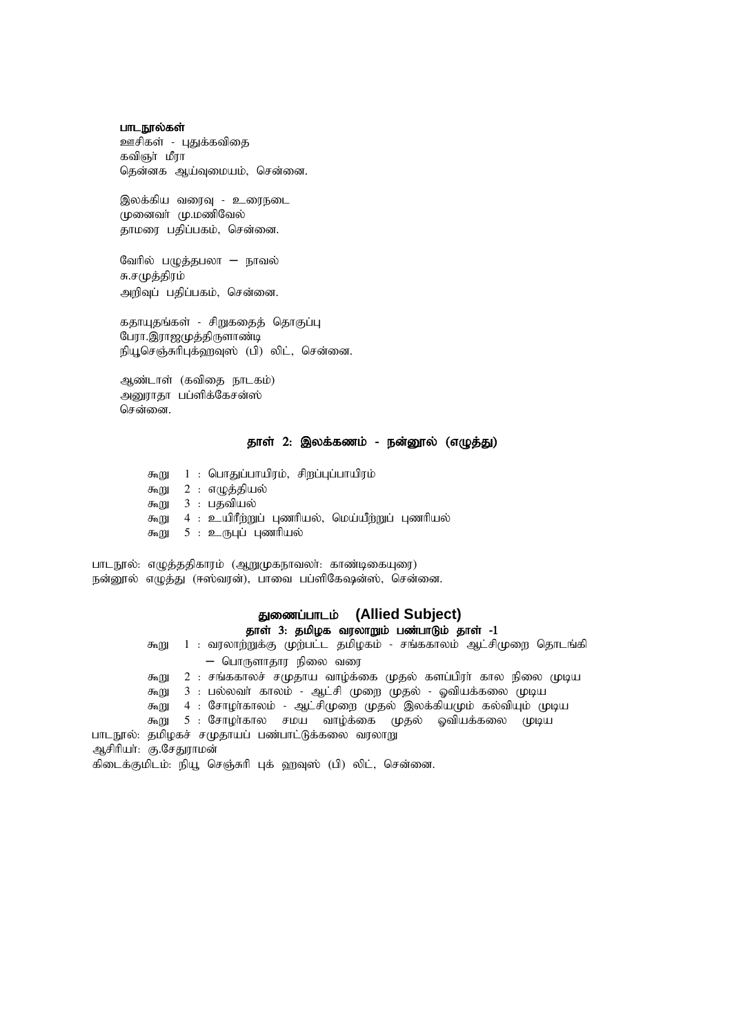**பாடநூல்கள்**

ஊசிகள் - புதுக்கவிதை
கவிஞர் மீரா
தென்னக ஆய்வுமையம், சென்னை.

இலக்கிய வரைவு - உரைநடை
முனைவர் மு.மணிவேல்
தாமரை பதிப்பகம், சென்னை.

வேரில் பழுத்தபலா – நாவல்
சு.சமுத்திரம்
அறிவுப் பதிப்பகம், சென்னை.

கதாயுதங்கள் - சிறுகதைத் தொகுப்பு
பேரா.இராஜமுத்திருளாண்டி
நியூசெஞ்சுரிபுக்ஹவுஸ் (பி) லிட், சென்னை.

ஆண்டாள் (கவிதை நாடகம்)
அனுராதா பப்ளிக்கேசன்ஸ்
சென்னை.

## தாள் 2: இலக்கணம் - நன்னூல் (எழுத்து)

கூறு 1 : பொதுப்பாயிரம், சிறப்புப்பாயிரம்
கூறு 2 : எழுத்தியல்
கூறு 3 : பதவியல்
கூறு 4 : உயிரீற்றுப் புணரியல், மெய்யீற்றுப் புணரியல்
கூறு 5 : உருபுப் புணரியல்

பாடநூல்: எழுத்ததிகாரம் (ஆறுமுகநாவலர்: காண்டிகையுரை)
நன்னூல் எழுத்து (ஈஸ்வரன்), பாவை பப்ளிகேஷன்ஸ், சென்னை.

## துணைப்பாடம் (Allied Subject)

### தாள் 3: தமிழக வரலாறும் பண்பாடும் தாள் -1

கூறு 1 : வரலாற்றுக்கு முற்பட்ட தமிழகம் - சங்ககாலம் ஆட்சிமுறை தொடங்கி – பொருளாதார நிலை வரை
கூறு 2 : சங்ககாலச் சமுதாய வாழ்க்கை முதல் களப்பிரர் கால நிலை முடிய
கூறு 3 : பல்லவர் காலம் - ஆட்சி முறை முதல் - ஓவியக்கலை முடிய
கூறு 4 : சோழர்காலம் - ஆட்சிமுறை முதல் இலக்கியமும் கல்வியும் முடிய
கூறு 5 : சோழர்கால சமய வாழ்க்கை முதல் ஓவியக்கலை முடிய

பாடநூல்: தமிழகச் சமுதாயப் பண்பாட்டுக்கலை வரலாறு
ஆசிரியர்: கு.சேதுராமன்
கிடைக்குமிடம்: நியூ செஞ்சுரி புக் ஹவுஸ் (பி) லிட், சென்னை.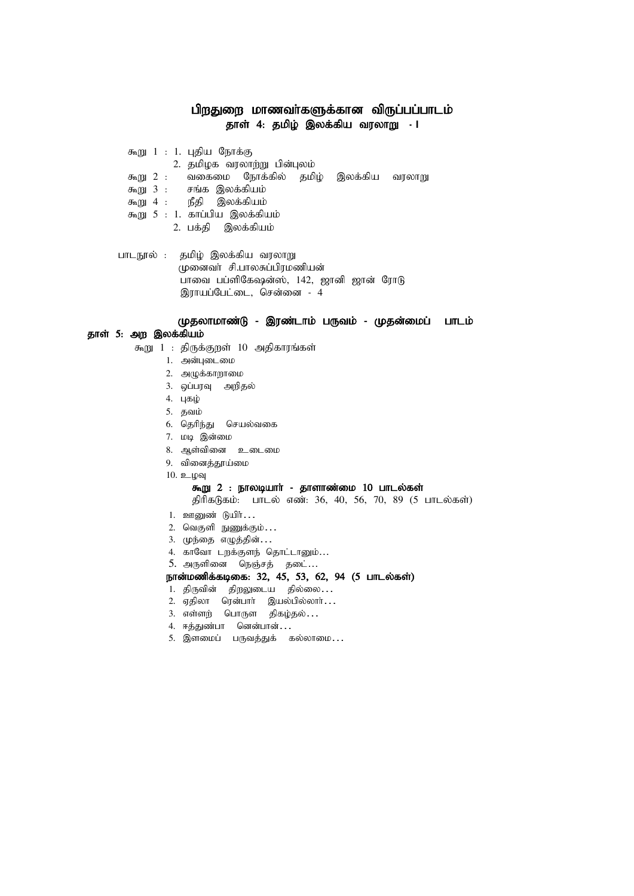## பிறதுறை மாணவர்களுக்கான விருப்பப்பாடம்

### தாள் 4: தமிழ் இலக்கிய வரலாறு - I

கூறு 1 : 1. புதிய நோக்கு
2. தமிழக வரலாற்று பின்புலம்

கூறு 2 : வகைமை நோக்கில் தமிழ் இலக்கிய வரலாறு

கூறு 3 : சங்க இலக்கியம்

கூறு 4 : நீதி இலக்கியம்

கூறு 5 : 1. காப்பிய இலக்கியம்
2. பக்தி இலக்கியம்

பாடநூல் : தமிழ் இலக்கிய வரலாறு
முனைவர் சி.பாலசுப்பிரமணியன்
பாவை பப்ளிகேஷன்ஸ், 142, ஜானி ஜான் ரோடு
இராயப்பேட்டை, சென்னை - 4

### முதலாமாண்டு - இரண்டாம் பருவம் - முதன்மைப் பாடம்

**தாள் 5: அற இலக்கியம்**

கூறு 1 : திருக்குறள் 10 அதிகாரங்கள்

1. அன்புடைமை
2. அழுக்காறாமை
3. ஒப்புரவு அறிதல்
4. புகழ்
5. தவம்
6. தெரிந்து செயல்வகை
7. மடி இன்மை
8. ஆள்வினை உடைமை
9. வினைத்தூய்மை
10. உழவு

**கூறு 2 : நாலடியார் - தாளாண்மை 10 பாடல்கள்**

திரிகடுகம்: பாடல் எண்: 36, 40, 56, 70, 89 (5 பாடல்கள்)

1. ஊனுண் டுயிர்...
2. வெகுளி நுணுக்கும்...
3. முந்தை எழுத்தின்...
4. காவோ டறக்குளந் தொட்டானும்...
5. அருளினை நெஞ்சத் தடை...

**நான்மணிக்கடிகை: 32, 45, 53, 62, 94 (5 பாடல்கள்)**

1. திருவின் திறலுடைய தில்லை...
2. ஏதிலா ரென்பார் இயல்பில்லார்...
3. எள்ளற் பொருள திகழ்தல்...
4. ஈத்துண்பா னென்பான்...
5. இளமைப் பருவத்துக் கல்லாமை...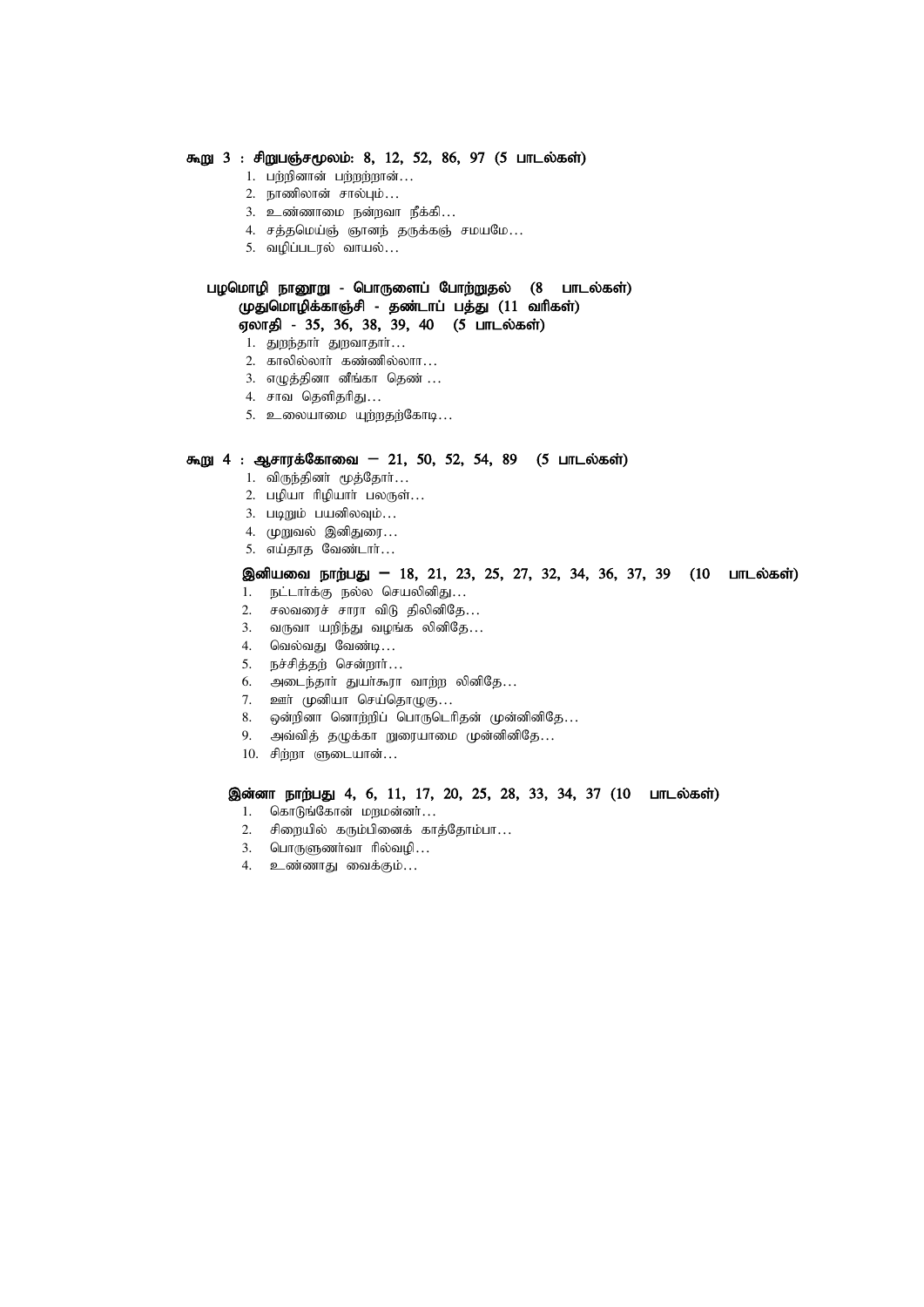**கூறு 3 : சிறுபஞ்சமூலம்: 8, 12, 52, 86, 97 (5 பாடல்கள்)**

1. பற்றினான் பற்றற்றான்…
2. நாணிலான் சால்பும்…
3. உண்ணாமை நன்றவா நீக்கி…
4. சத்தமெய்ஞ் ஞானந் தருக்கஞ் சமயமே…
5. வழிப்படரல் வாயல்…

**பழமொழி நானூறு - பொருளைப் போற்றுதல் (8 பாடல்கள்)**

**முதுமொழிக்காஞ்சி - தண்டாப் பத்து (11 வரிகள்)**

**ஏலாதி - 35, 36, 38, 39, 40 (5 பாடல்கள்)**

1. துறந்தார் துறவாதார்…
2. காலில்லார் கண்ணில்லா…
3. எழுத்தினா னீங்கா தெண் …
4. சாவ தெளிதரிது…
5. உலையாமை யுற்றதற்கோடி…

**கூறு 4 : ஆசாரக்கோவை – 21, 50, 52, 54, 89 (5 பாடல்கள்)**

1. விருந்தினர் மூத்தோர்…
2. பழியா ரிழியார் பலருள்…
3. படிறும் பயனிலவும்…
4. முறுவல் இனிதுரை…
5. எய்தாத வேண்டார்…

**இனியவை நாற்பது – 18, 21, 23, 25, 27, 32, 34, 36, 37, 39 (10 பாடல்கள்)**

1. நட்டார்க்கு நல்ல செயலினிது…
2. சலவரைச் சாரா விடு திலினிதே…
3. வருவா யறிந்து வழங்க லினிதே…
4. வெல்வது வேண்டி…
5. நச்சித்தற் சென்றார்…
6. அடைந்தார் துயர்கூரா வாற்ற லினிதே…
7. ஊர் முனியா செய்தொழுகு…
8. ஒன்றினா னொற்றிப் பொருடெரிதன் முன்னினிதே…
9. அவ்வித் தழுக்கா றுரையாமை முன்னினிதே…
10. சிற்றா ளுடையான்…

**இன்னா நாற்பது 4, 6, 11, 17, 20, 25, 28, 33, 34, 37 (10 பாடல்கள்)**

1. கொடுங்கோன் மறமன்னர்…
2. சிறையில் கரும்பினைக் காத்தோம்பா…
3. பொருளுணர்வா ரில்வழி…
4. உண்ணாது வைக்கும்…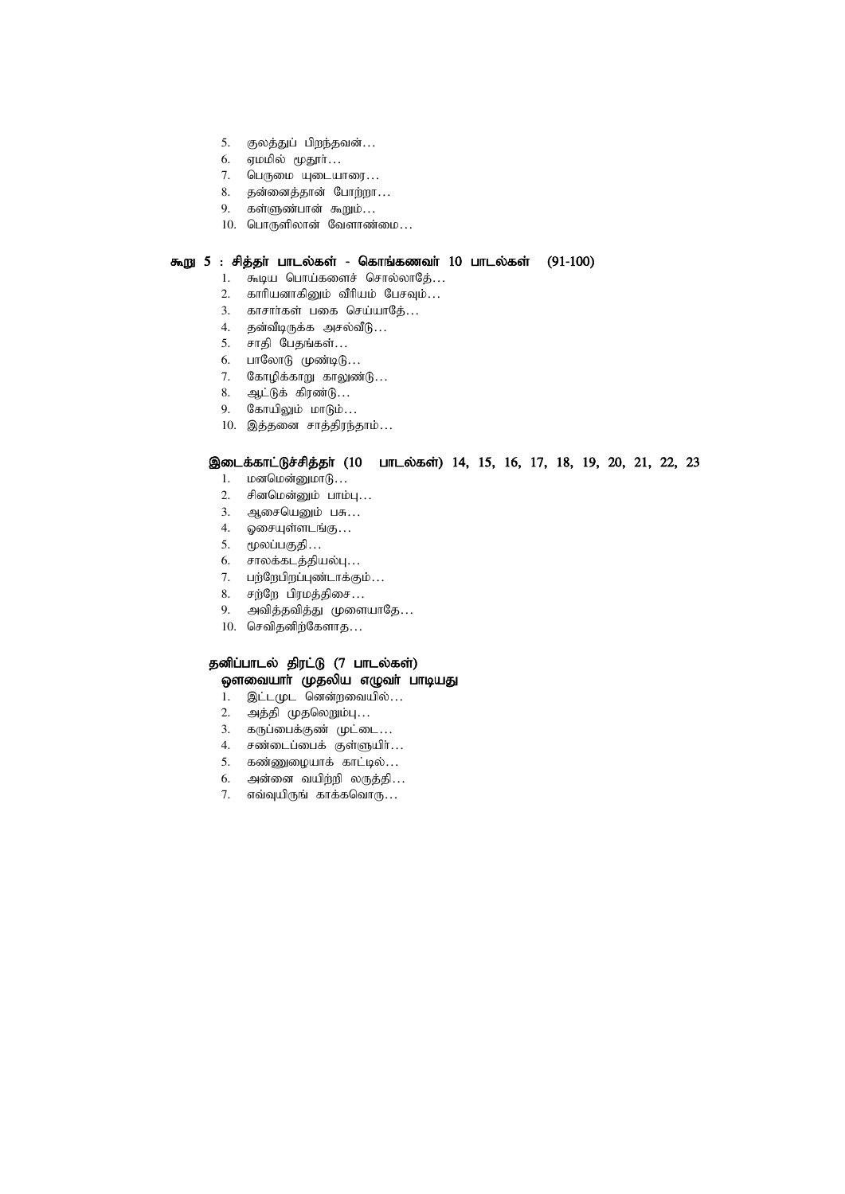5. குலத்துப் பிறந்தவன்…
6. ஏமமில் மூதூர்…
7. பெருமை யுடையாரை…
8. தன்னைத்தான் போற்றா…
9. கள்ளுண்பான் கூறும்…
10. பொருளிலான் வேளாண்மை…

**கூறு 5 : சித்தர் பாடல்கள் - கொங்கணவர் 10 பாடல்கள் (91-100)**

1. கூடிய பொய்களைச் சொல்லாதே…
2. காரியனாகினும் வீரியம் பேசவும்…
3. காசார்கள் பகை செய்யாதே…
4. தன்வீடிருக்க அசல்வீடு…
5. சாதி பேதங்கள்…
6. பாலோடு முண்டிடு…
7. கோழிக்காறு காலுண்டு…
8. ஆட்டுக் கிரண்டு…
9. கோயிலும் மாடும்…
10. இத்தனை சாத்திரந்தாம்…

**இடைக்காட்டுச்சித்தர் (10 பாடல்கள்) 14, 15, 16, 17, 18, 19, 20, 21, 22, 23**

1. மனமென்னுமாடு…
2. சினமென்னும் பாம்பு…
3. ஆசையெனும் பசு…
4. ஓசையுள்ளடங்கு…
5. மூலப்பகுதி…
6. சாலக்கடத்தியல்பு…
7. பற்றேபிறப்புண்டாக்கும்…
8. சற்றே பிரமத்திசை…
9. அவித்தவித்து முளையாதே…
10. செவிதனிற்கேளாத…

**தனிப்பாடல் திரட்டு (7 பாடல்கள்)**
**ஔவையார் முதலிய எழுவர் பாடியது**

1. இட்டமுட னென்றவையில்…
2. அத்தி முதலெறும்பு…
3. கருப்பைக்குண் முட்டை…
4. சண்டைப்பைக் குள்ளுயிர்…
5. கண்ணுழையாக் காட்டில்…
6. அன்னை வயிற்றி லருத்தி…
7. எவ்வுயிருங் காக்கவொரு…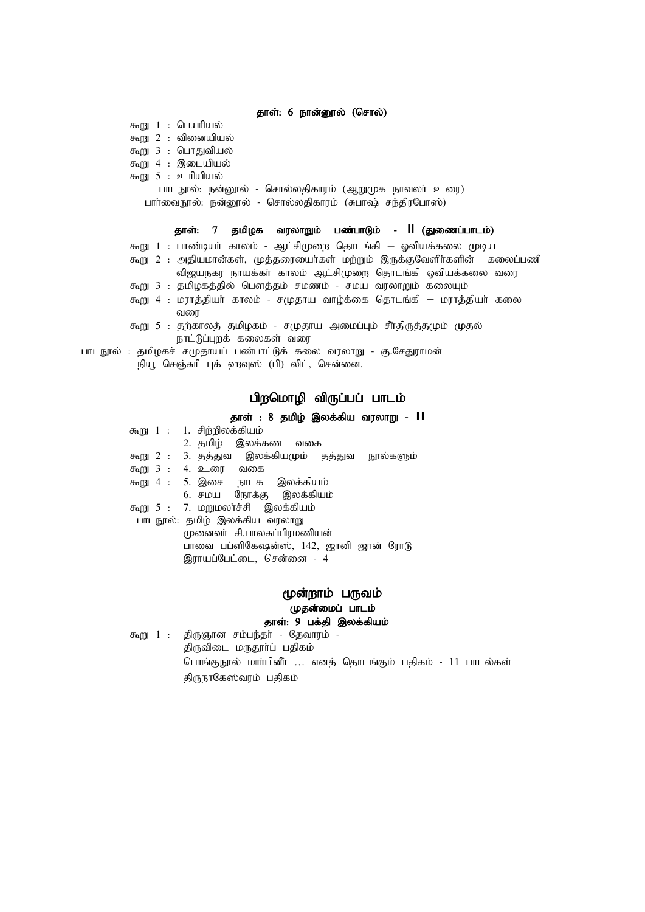### தாள்: 6 நான்னூல் (சொல்)

கூறு 1 : பெயரியல்
கூறு 2 : வினையியல்
கூறு 3 : பொதுவியல்
கூறு 4 : இடையியல்
கூறு 5 : உரியியல்

பாடநூல்: நன்னூல் - சொல்லதிகாரம் (ஆறுமுக நாவலர் உரை)
பார்வைநூல்: நன்னூல் - சொல்லதிகாரம் (சுபாஷ் சந்திரபோஸ்)

### தாள்: 7 தமிழக வரலாறும் பண்பாடும் - II (துணைப்பாடம்)

கூறு 1 : பாண்டியர் காலம் - ஆட்சிமுறை தொடங்கி – ஓவியக்கலை முடிய
கூறு 2 : அதியமான்கள், முத்தரையர்கள் மற்றும் இருக்குவேளிர்களின் கலைப்பணி விஜயநகர நாயக்கர் காலம் ஆட்சிமுறை தொடங்கி ஓவியக்கலை வரை
கூறு 3 : தமிழகத்தில் பௌத்தம் சமணம் - சமய வரலாறும் கலையும்
கூறு 4 : மராத்தியர் காலம் - சமுதாய வாழ்க்கை தொடங்கி – மராத்தியர் கலை வரை
கூறு 5 : தற்காலத் தமிழகம் - சமுதாய அமைப்பும் சீர்திருத்தமும் முதல் நாட்டுப்புறக் கலைகள் வரை

பாடநூல் : தமிழகச் சமுதாயப் பண்பாட்டுக் கலை வரலாறு - கு.சேதுராமன்
நியூ செஞ்சுரி புக் ஹவுஸ் (பி) லிட், சென்னை.

## பிறமொழி விருப்பப் பாடம்

### தாள் : 8 தமிழ் இலக்கிய வரலாறு - II

கூறு 1 : 1. சிற்றிலக்கியம்
2. தமிழ் இலக்கண வகை
கூறு 2 : 3. தத்துவ இலக்கியமும் தத்துவ நூல்களும்
கூறு 3 : 4. உரை வகை
கூறு 4 : 5. இசை நாடக இலக்கியம்
6. சமய நோக்கு இலக்கியம்
கூறு 5 : 7. மறுமலர்ச்சி இலக்கியம்

பாடநூல்: தமிழ் இலக்கிய வரலாறு
முனைவர் சி.பாலசுப்பிரமணியன்
பாவை பப்ளிகேஷன்ஸ், 142, ஜானி ஜான் ரோடு
இராயப்பேட்டை, சென்னை - 4

## மூன்றாம் பருவம்

### முதன்மைப் பாடம்

### தாள்: 9 பக்தி இலக்கியம்

கூறு 1 : திருஞான சம்பந்தர் - தேவாரம் -
திருவிடை மருதூர்ப் பதிகம்
பொங்குநூல் மார்பினீர் … எனத் தொடங்கும் பதிகம் - 11 பாடல்கள்
திருநாகேஸ்வரம் பதிகம்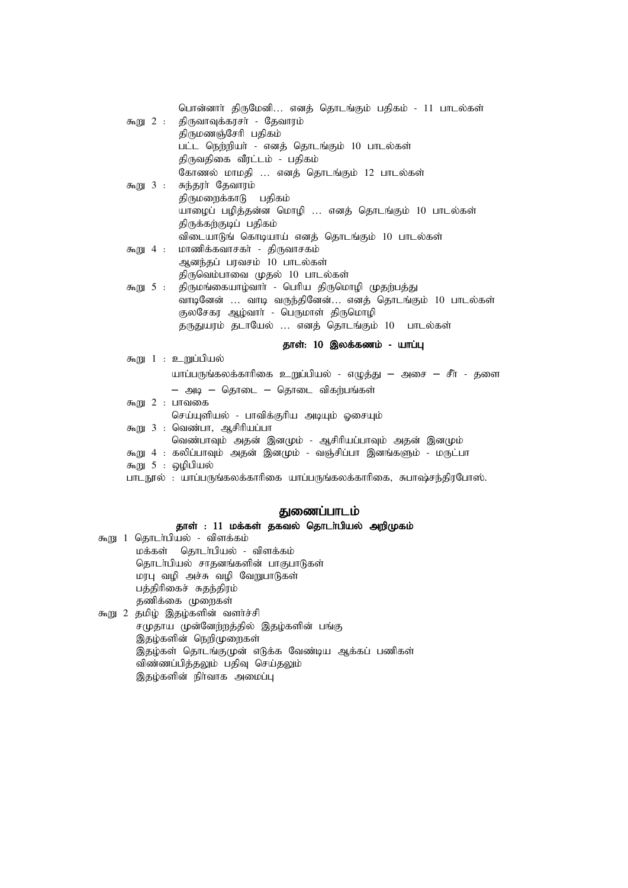பொன்னார் திருமேனி... எனத் தொடங்கும் பதிகம் - 11 பாடல்கள்

கூறு 2 : திருவாவுக்கரசர் - தேவாரம்
திருமணஞ்சேரி பதிகம்
பட்ட நெற்றியர் - எனத் தொடங்கும் 10 பாடல்கள்
திருவதிகை வீரட்டம் - பதிகம்
கோணல் மாமதி ... எனத் தொடங்கும் 12 பாடல்கள்

கூறு 3 : சுந்தரர் தேவாரம்
திருமறைக்காடு பதிகம்
யாழைப் பழித்தன்ன மொழி ... எனத் தொடங்கும் 10 பாடல்கள்
திருக்கற்குடிப் பதிகம்
விடையாடுங் கொடியாய் எனத் தொடங்கும் 10 பாடல்கள்

கூறு 4 : மாணிக்கவாசகர் - திருவாசகம்
ஆனந்தப் பரவசம் 10 பாடல்கள்
திருவெம்பாவை முதல் 10 பாடல்கள்

கூறு 5 : திருமங்கையாழ்வார் - பெரிய திருமொழி முதற்பத்து
வாடினேன் ... வாடி வருந்தினேன்... எனத் தொடங்கும் 10 பாடல்கள்
குலசேகர ஆழ்வார் - பெருமாள் திருமொழி
தருதுயரம் தடாயேல் ... எனத் தொடங்கும் 10 பாடல்கள்

### தாள்: 10 இலக்கணம் - யாப்பு

கூறு 1 : உறுப்பியல்
யாப்பருங்கலக்காரிகை உறுப்பியல் - எழுத்து – அசை – சீர் - தளை – அடி – தொடை – தொடை விகற்பங்கள்

கூறு 2 : பாவகை
செய்யுளியல் - பாவிக்குரிய அடியும் ஓசையும்

கூறு 3 : வெண்பா, ஆசிரியப்பா
வெண்பாவும் அதன் இனமும் - ஆசிரியப்பாவும் அதன் இனமும்

கூறு 4 : கலிப்பாவும் அதன் இனமும் - வஞ்சிப்பா இனங்களும் - மருட்பா

கூறு 5 : ஒழிபியல்

பாடநூல் : யாப்பருங்கலக்காரிகை யாப்பருங்கலக்காரிகை, சுபாஷ்சந்திரபோஸ்.

## துணைப்பாடம்

### தாள் : 11 மக்கள் தகவல் தொடர்பியல் அறிமுகம்

கூறு 1 தொடர்பியல் - விளக்கம்
மக்கள் தொடர்பியல் - விளக்கம்
தொடர்பியல் சாதனங்களின் பாகுபாடுகள்
மரபு வழி அச்சு வழி வேறுபாடுகள்
பத்திரிகைச் சுதந்திரம்
தணிக்கை முறைகள்

கூறு 2 தமிழ் இதழ்களின் வளர்ச்சி
சமுதாய முன்னேற்றத்தில் இதழ்களின் பங்கு
இதழ்களின் நெறிமுறைகள்
இதழ்கள் தொடங்குமுன் எடுக்க வேண்டிய ஆக்கப் பணிகள்
விண்ணப்பித்தலும் பதிவு செய்தலும்
இதழ்களின் நிர்வாக அமைப்பு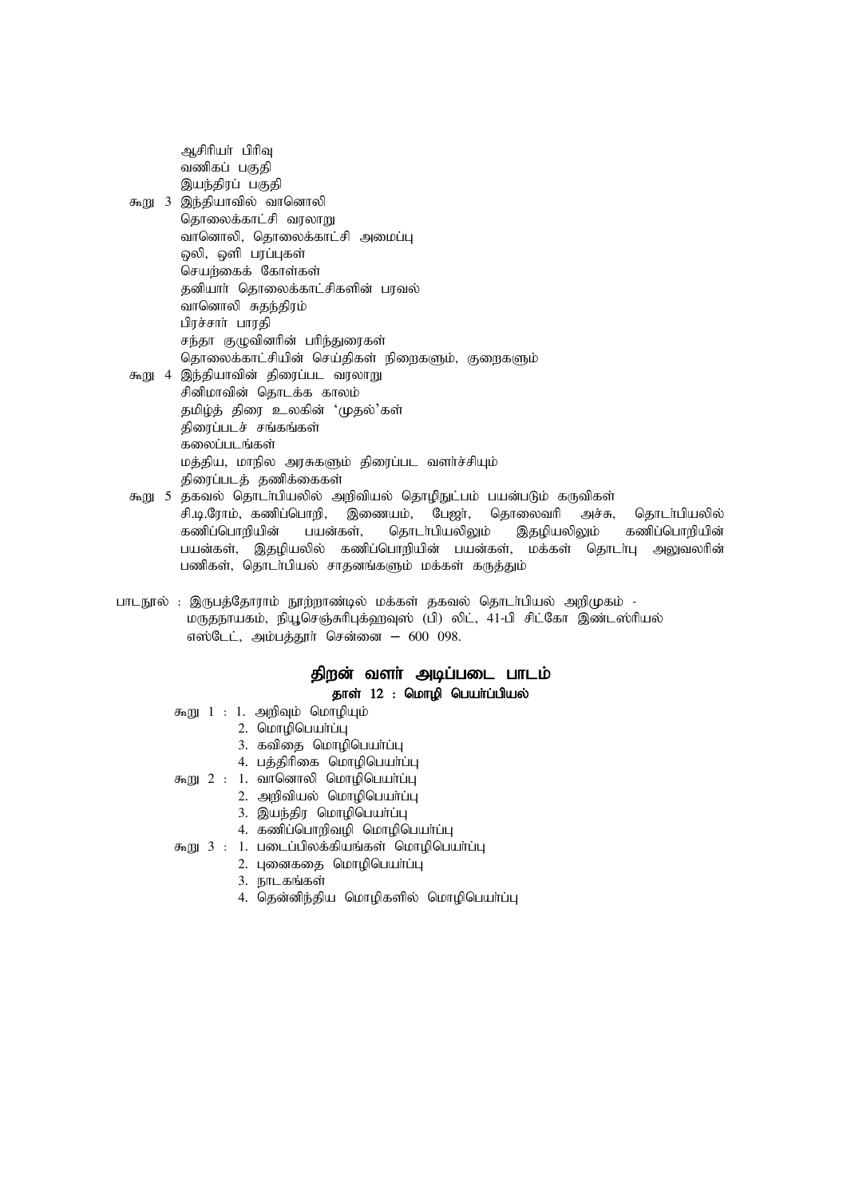ஆசிரியர் பிரிவு
வணிகப் பகுதி
இயந்திரப் பகுதி

கூறு 3 இந்தியாவில் வானொலி
தொலைக்காட்சி வரலாறு
வானொலி, தொலைக்காட்சி அமைப்பு
ஒலி, ஒளி பரப்புகள்
செயற்கைக் கோள்கள்
தனியார் தொலைக்காட்சிகளின் பரவல்
வானொலி சுதந்திரம்
பிரச்சார் பாரதி
சந்தா குழுவினரின் பரிந்துரைகள்
தொலைக்காட்சியின் செய்திகள் நிறைகளும், குறைகளும்

கூறு 4 இந்தியாவின் திரைப்பட வரலாறு
சினிமாவின் தொடக்க காலம்
தமிழ்த் திரை உலகின் 'முதல்'கள்
திரைப்படச் சங்கங்கள்
கலைப்படங்கள்
மத்திய, மாநில அரசுகளும் திரைப்பட வளர்ச்சியும்
திரைப்படத் தணிக்கைகள்

கூறு 5 தகவல் தொடர்பியலில் அறிவியல் தொழிநுட்பம் பயன்படும் கருவிகள்
சி.டி.ரோம், கணிப்பொறி, இணையம், பேஜர், தொலைவரி அச்சு, தொடர்பியலில் கணிப்பொறியின் பயன்கள், தொடர்பியலிலும் இதழியலிலும் கணிப்பொறியின் பயன்கள், இதழியலில் கணிப்பொறியின் பயன்கள், மக்கள் தொடர்பு அலுவலரின் பணிகள், தொடர்பியல் சாதனங்களும் மக்கள் கருத்தும்

பாடநூல் : இருபத்தோராம் நூற்றாண்டில் மக்கள் தகவல் தொடர்பியல் அறிமுகம் - மருதநாயகம், நியூசெஞ்சுரிபுக்ஹவுஸ் (பி) லிட், 41-பி சிட்கோ இண்டஸ்ரியல் எஸ்டேட், அம்பத்தூர் சென்னை – 600 098.

## திறன் வளர் அடிப்படை பாடம்

### தாள் 12 : மொழி பெயர்ப்பியல்

கூறு 1 :
1. அறிவும் மொழியும்
2. மொழிபெயர்ப்பு
3. கவிதை மொழிபெயர்ப்பு
4. பத்திரிகை மொழிபெயர்ப்பு

கூறு 2 :
1. வானொலி மொழிபெயர்ப்பு
2. அறிவியல் மொழிபெயர்ப்பு
3. இயந்திர மொழிபெயர்ப்பு
4. கணிப்பொறிவழி மொழிபெயர்ப்பு

கூறு 3 :
1. படைப்பிலக்கியங்கள் மொழிபெயர்ப்பு
2. புனைகதை மொழிபெயர்ப்பு
3. நாடகங்கள்
4. தென்னிந்திய மொழிகளில் மொழிபெயர்ப்பு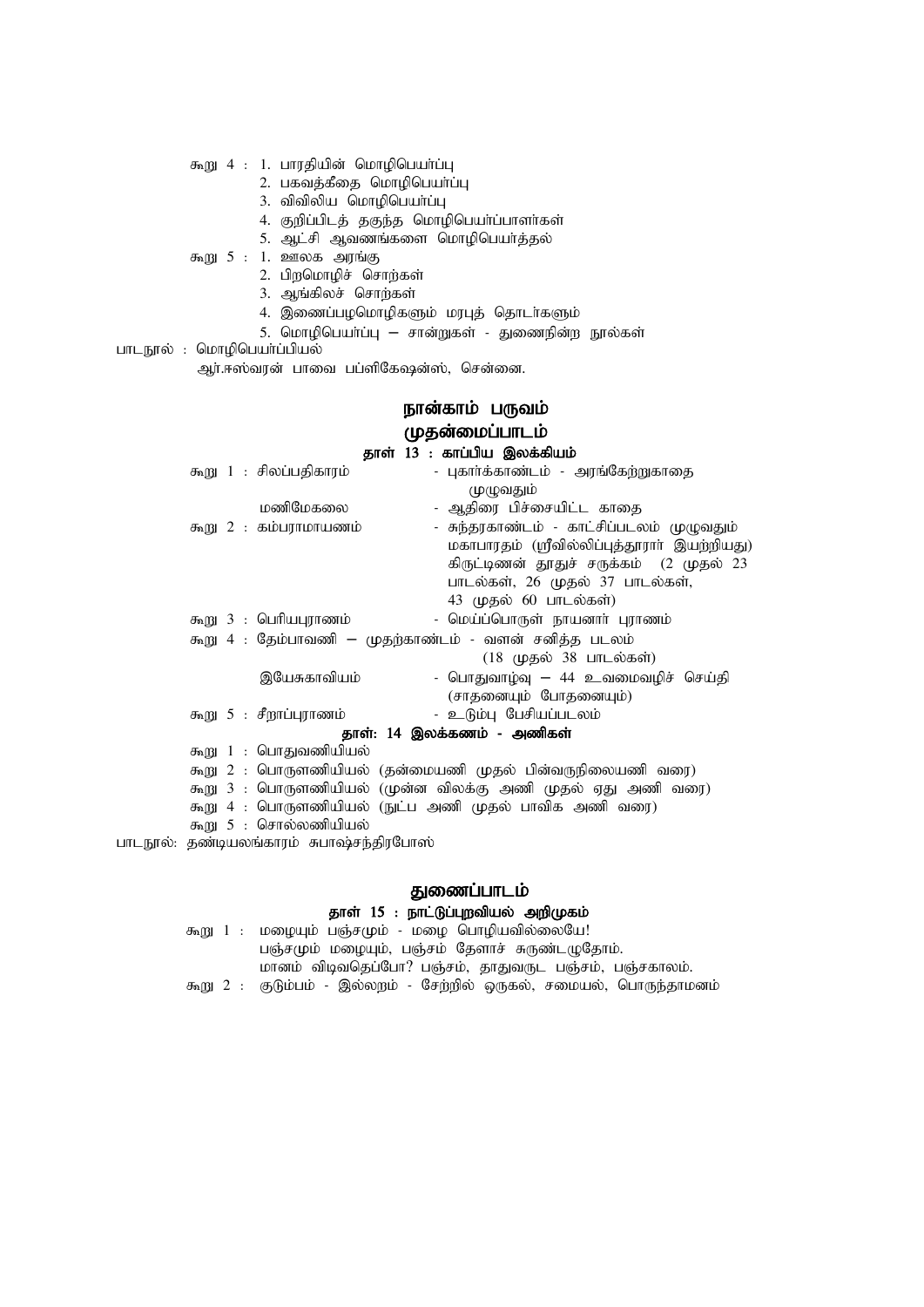கூறு 4 : 1. பாரதியின் மொழிபெயர்ப்பு
2. பகவத்கீதை மொழிபெயர்ப்பு
3. விவிலிய மொழிபெயர்ப்பு
4. குறிப்பிடத் தகுந்த மொழிபெயர்ப்பாளர்கள்
5. ஆட்சி ஆவணங்களை மொழிபெயர்த்தல்

கூறு 5 : 1. ஊலக அரங்கு
2. பிறமொழிச் சொற்கள்
3. ஆங்கிலச் சொற்கள்
4. இணைப்பழமொழிகளும் மரபுத் தொடர்களும்
5. மொழிபெயர்ப்பு – சான்றுகள் - துணைநின்ற நூல்கள்

பாடநூல் : மொழிபெயர்ப்பியல்
ஆர்.ஈஸ்வரன் பாவை பப்ளிகேஷன்ஸ், சென்னை.

## நான்காம் பருவம்

## முதன்மைப்பாடம்

### தாள் 13 : காப்பிய இலக்கியம்

கூறு 1 : சிலப்பதிகாரம் - புகார்க்காண்டம் - அரங்கேற்றுகாதை முழுவதும்
மணிமேகலை - ஆதிரை பிச்சையிட்ட காதை

கூறு 2 : கம்பராமாயணம் - சுந்தரகாண்டம் - காட்சிப்படலம் முழுவதும்
மகாபாரதம் (ஸ்ரீவில்லிபுத்தூரார் இயற்றியது) கிருட்டிணன் தூதுச் சருக்கம் (2 முதல் 23 பாடல்கள், 26 முதல் 37 பாடல்கள், 43 முதல் 60 பாடல்கள்)

கூறு 3 : பெரியபுராணம் - மெய்ப்பொருள் நாயனார் புராணம்

கூறு 4 : தேம்பாவணி – முதற்காண்டம் - வளன் சனித்த படலம் (18 முதல் 38 பாடல்கள்)
இயேசுகாவியம் - பொதுவாழ்வு – 44 உவமைவழிச் செய்தி (சாதனையும் போதனையும்)

கூறு 5 : சீறாப்புராணம் - உடும்பு பேசியபடலம்

### தாள்: 14 இலக்கணம் - அணிகள்

கூறு 1 : பொதுவணியியல்
கூறு 2 : பொருளணியியல் (தன்மையணி முதல் பின்வருநிலையணி வரை)
கூறு 3 : பொருளணியியல் (முன்ன விலக்கு அணி முதல் ஏது அணி வரை)
கூறு 4 : பொருளணியியல் (நுட்ப அணி முதல் பாவிக அணி வரை)
கூறு 5 : சொல்லணியியல்

பாடநூல்: தண்டியலங்காரம் சுபாஷ்சந்திரபோஸ்

## துணைப்பாடம்

### தாள் 15 : நாட்டுப்புறவியல் அறிமுகம்

கூறு 1 : மழையும் பஞ்சமும் - மழை பொழியவில்லையே!
பஞ்சமும் மழையும், பஞ்சம் தேளாச் சுருண்டழுதோம்.
மானம் விடிவதெப்போ? பஞ்சம், தாதுவருட பஞ்சம், பஞ்சகாலம்.

கூறு 2 : குடும்பம் - இல்லறம் - சேற்றில் ஒருகல், சமையல், பொருந்தாமனம்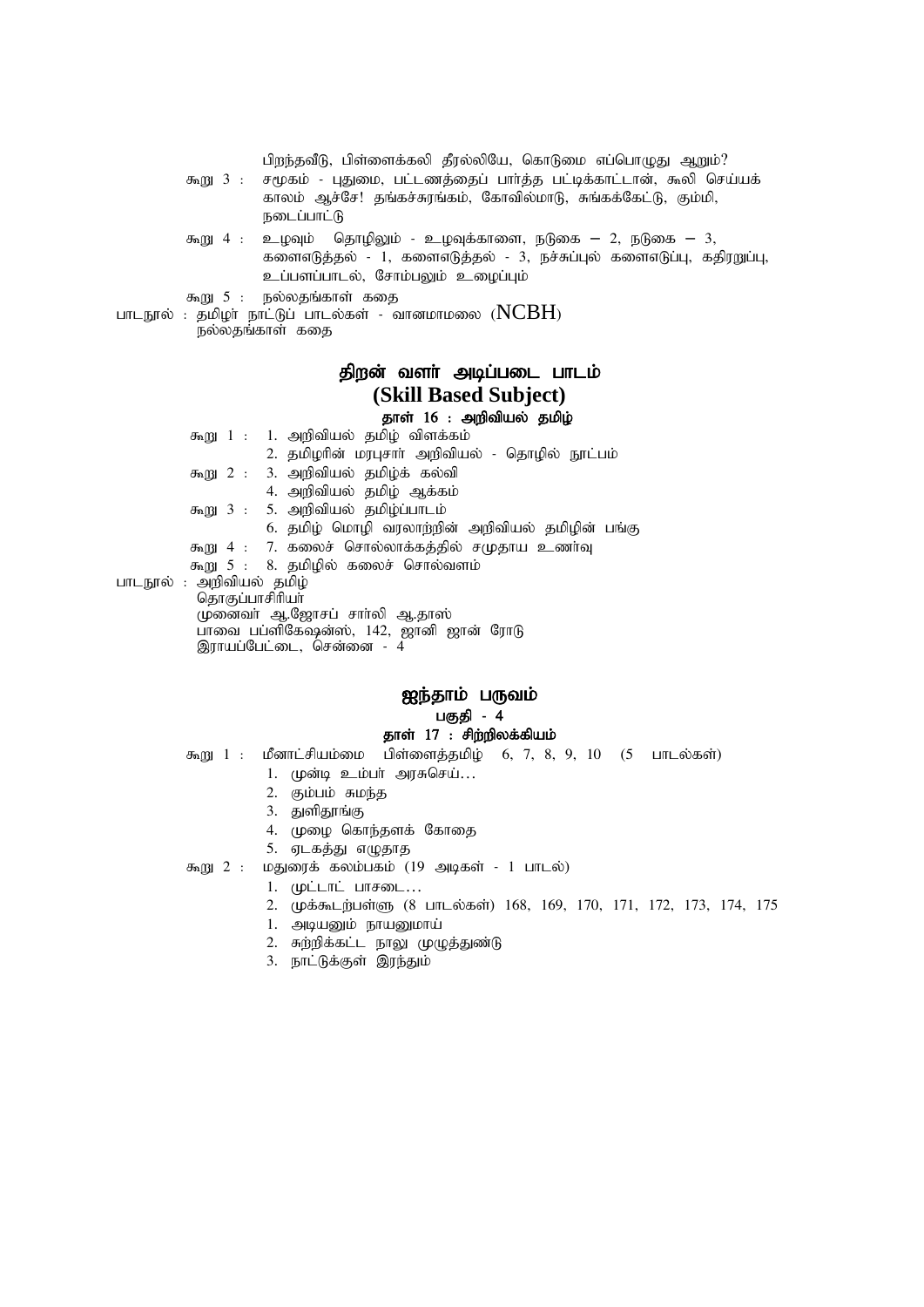பிறந்தவீடு, பிள்ளைக்கலி தீரல்லியே, கொடுமை எப்பொழுது ஆறும்?

கூறு 3 : சமூகம் - புதுமை, பட்டணத்தைப் பார்த்த பட்டிக்காட்டான், கூலி செய்யக் காலம் ஆச்சே! தங்கச்சுரங்கம், கோவில்மாடு, சுங்கக்கேட்டு, கும்மி, நடைப்பாட்டு

கூறு 4 : உழவும் தொழிலும் - உழவுக்காளை, நடுகை – 2, நடுகை – 3, களைஎடுத்தல் - 1, களைஎடுத்தல் - 3, நச்சுப்புல் களைஎடுப்பு, கதிரறுப்பு, உப்பளப்பாடல், சோம்பலும் உழைப்பும்

கூறு 5 : நல்லதங்காள் கதை

பாடநூல் : தமிழர் நாட்டுப் பாடல்கள் - வானமாமலை (NCBH)
நல்லதங்காள் கதை

## திறன் வளர் அடிப்படை பாடம்
## (Skill Based Subject)

### தாள் 16 : அறிவியல் தமிழ்

கூறு 1 : 1. அறிவியல் தமிழ் விளக்கம்
2. தமிழரின் மரபுசார் அறிவியல் - தொழில் நுட்பம்

கூறு 2 : 3. அறிவியல் தமிழ்க் கல்வி
4. அறிவியல் தமிழ் ஆக்கம்

கூறு 3 : 5. அறிவியல் தமிழ்ப்பாடம்
6. தமிழ் மொழி வரலாற்றின் அறிவியல் தமிழின் பங்கு

கூறு 4 : 7. கலைச் சொல்லாக்கத்தில் சமுதாய உணர்வு

கூறு 5 : 8. தமிழில் கலைச் சொல்வளம்

பாடநூல் : அறிவியல் தமிழ்
தொகுப்பாசிரியர்
முனைவர் ஆ.ஜோசப் சார்லி ஆ.தாஸ்
பாவை பப்ளிகேஷன்ஸ், 142, ஜானி ஜான் ரோடு
இராயப்பேட்டை, சென்னை - 4

## ஐந்தாம் பருவம்

### பகுதி - 4

### தாள் 17 : சிற்றிலக்கியம்

கூறு 1 : மீனாட்சியம்மை பிள்ளைத்தமிழ் 6, 7, 8, 9, 10 (5 பாடல்கள்)
1. முன்டி உம்பர் அரசுசெய்...
2. கும்பம் சுமந்த
3. துளிதூங்கு
4. முழை கொந்தளக் கோதை
5. ஏடகத்து எழுதாத

கூறு 2 : மதுரைக் கலம்பகம் (19 அடிகள் - 1 பாடல்)
1. முட்டாட் பாசடை...
2. முக்கூடற்பள்ளு (8 பாடல்கள்) 168, 169, 170, 171, 172, 173, 174, 175
1. அடியனும் நாயனுமாய்
2. சுற்றிக்கட்ட நாலு முழுத்துண்டு
3. நாட்டுக்குள் இரந்தும்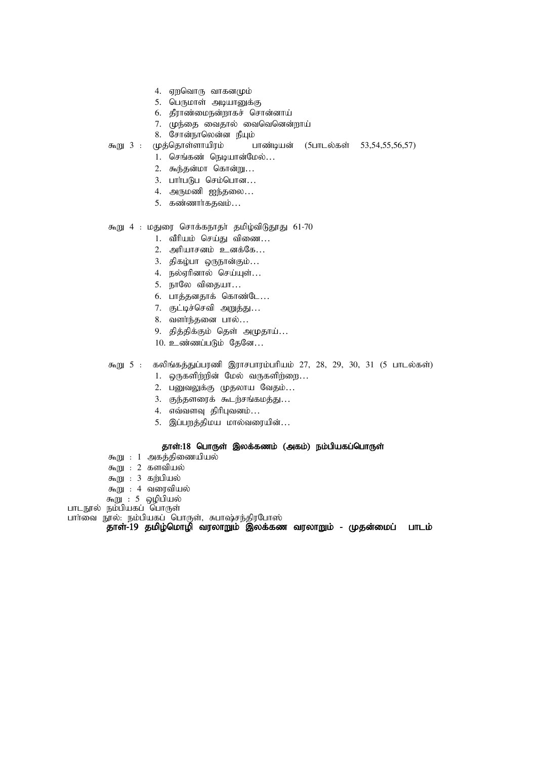4. ஏறவொரு வாகனமும்
5. பெருமாள் அடியானுக்கு
6. தீராண்மைநன்றாகச் சொன்னாய்
7. முந்தை வைதால் வைவெனென்றாய்
8. சோன்நாலென்ன நீயும்

கூறு 3 : முத்தொள்ளாயிரம் பாண்டியன் (5பாடல்கள் 53,54,55,56,57)

1. செங்கண் நெடியான்மேல்…
2. கூந்தன்மா கொன்று…
3. பார்படுப செம்பொன…
4. அருமணி ஐந்தலை…
5. கண்ணார்கதவம்…

கூறு 4 : மதுரை சொக்கநாதர் தமிழ்விடுதூது 61-70

1. வீரியம் செய்து வினை…
2. அரியாசனம் உனக்கே…
3. திகழ்பா ஒருநான்கும்…
4. நல்ஏரினால் செய்யுள்…
5. நாலே விதையா…
6. பாத்தனதாக் கொண்டே…
7. குட்டிச்செவி அறுத்து…
8. வளர்ந்தனை பால்…
9. தித்திக்கும் தெள் அமுதாய்…
10. உண்ணப்படும் தேனே…

கூறு 5 : கலிங்கத்துப்பரணி இராசபாரம்பரியம் 27, 28, 29, 30, 31 (5 பாடல்கள்)

1. ஒருகளிற்றின் மேல் வருகளிற்றை…
2. பனுவலுக்கு முதலாய வேதம்…
3. குந்தளரைக் கூடற்சங்கமத்து…
4. எவ்வளவு திரிபுவனம்…
5. இப்பறத்திமய மால்வரையின்…

## தாள்:18 பொருள் இலக்கணம் (அகம்) நம்பியகப்பொருள்

கூறு : 1 அகத்திணையியல்
கூறு : 2 களவியல்
கூறு : 3 கற்பியல்
கூறு : 4 வரைவியல்
கூறு : 5 ஒழிபியல்

பாடநூல் நம்பியகப் பொருள்
பார்வை நூல்: நம்பியகப் பொருள், சுபாஷ்சந்திரபோஸ்

## தாள்-19 தமிழ்மொழி வரலாறும் இலக்கண வரலாறும் - முதன்மைப் பாடம்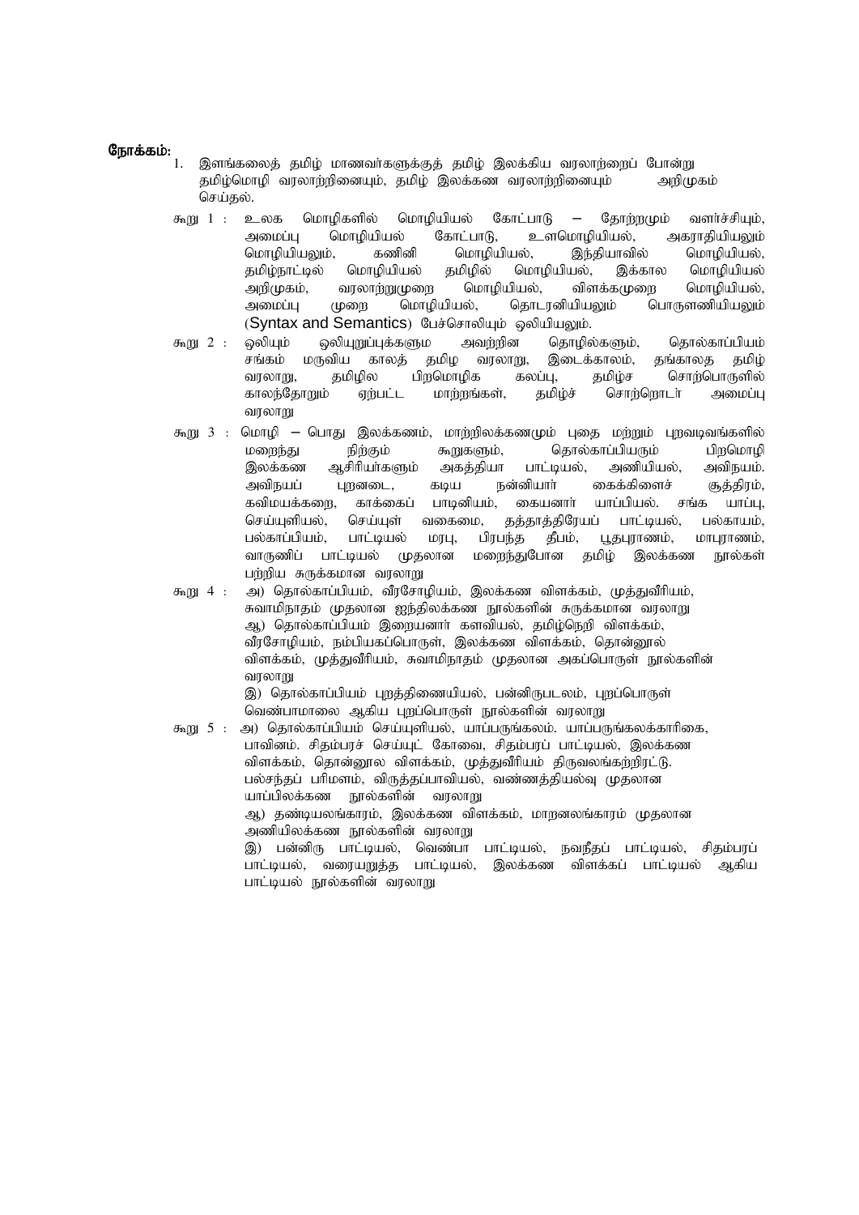**நோக்கம்:**

1. இளங்கலைத் தமிழ் மாணவர்களுக்குத் தமிழ் இலக்கிய வரலாற்றைப் போன்று தமிழ்மொழி வரலாற்றினையும், தமிழ் இலக்கண வரலாற்றினையும் அறிமுகம் செய்தல்.

கூறு 1 : உலக மொழிகளில் மொழியியல் கோட்பாடு – தோற்றமும் வளர்ச்சியும், அமைப்பு மொழியியல் கோட்பாடு, உளமொழியியல், அகராதியியலும் மொழியியலும், கணினி மொழியியல், இந்தியாவில் மொழியியல், தமிழ்நாட்டில் மொழியியல் தமிழில் மொழியியல், இக்கால மொழியியல் அறிமுகம், வரலாற்றுமுறை மொழியியல், விளக்கமுறை மொழியியல், அமைப்பு முறை மொழியியல், தொடரனியியலும் பொருளணியியலும் (Syntax and Semantics) பேச்சொலியும் ஒலியியலும்.

கூறு 2 : ஒலியும் ஒலியுறுப்புக்களும அவற்றின தொழில்களும், தொல்காப்பியம் சங்கம் மருவிய காலத் தமிழ வரலாறு, இடைக்காலம், தங்காலத தமிழ் வரலாறு, தமிழில பிறமொழிக கலப்பு, தமிழ்ச சொற்பொருளில் காலந்தோறும் ஏற்பட்ட மாற்றங்கள், தமிழ்ச் சொற்றொடர் அமைப்பு வரலாறு

கூறு 3 : மொழி – பொது இலக்கணம், மாற்றிலக்கணமும் புதை மற்றும் புறவடிவங்களில் மறைந்து நிற்கும் கூறுகளும், தொல்காப்பியரும் பிறமொழி இலக்கண ஆசிரியர்களும் அகத்தியா பாட்டியல், அணியியல், அவிநயம். அவிநயப் புறனடை, கடிய நன்னியார் கைக்கிளைச் சூத்திரம், கவிமயக்கறை, காக்கைப் பாடினியம், கையனார் யாப்பியல். சங்க யாப்பு, செய்யுளியல், செய்யுள் வகைமை, தத்தாத்திரேயப் பாட்டியல், பல்காயம், பல்காப்பியம், பாட்டியல் மரபு, பிரபந்த தீபம், பூதபுராணம், மாபுராணம், வாருணிப் பாட்டியல் முதலான மறைந்துபோன தமிழ் இலக்கண நூல்கள் பற்றிய சுருக்கமான வரலாறு

கூறு 4 : அ) தொல்காப்பியம், வீரசோழியம், இலக்கண விளக்கம், முத்துவீரியம், சுவாமிநாதம் முதலான ஐந்திலக்கண நூல்களின் சுருக்கமான வரலாறு
ஆ) தொல்காப்பியம் இறையனார் களவியல், தமிழ்நெறி விளக்கம், வீரசோழியம், நம்பியகப்பொருள், இலக்கண விளக்கம், தொன்னூல் விளக்கம், முத்துவீரியம், சுவாமிநாதம் முதலான அகப்பொருள் நூல்களின் வரலாறு
இ) தொல்காப்பியம் புறத்திணையியல், பன்னிருபடலம், புறப்பொருள் வெண்பாமாலை ஆகிய புறப்பொருள் நூல்களின் வரலாறு

கூறு 5 : அ) தொல்காப்பியம் செய்யுளியல், யாப்பருங்கலம். யாப்பருங்கலக்காரிகை, பாவினம். சிதம்பரச் செய்யுட் கோவை, சிதம்பரப் பாட்டியல், இலக்கண விளக்கம், தொன்னூல விளக்கம், முத்துவீரியம் திருவலங்கற்றிரட்டு. பல்சந்தப் பரிமளம், விருத்தப்பாவியல், வண்ணத்தியல்வு முதலான யாப்பிலக்கண நூல்களின் வரலாறு
ஆ) தண்டியலங்காரம், இலக்கண விளக்கம், மாறனலங்காரம் முதலான அணியிலக்கண நூல்களின் வரலாறு
இ) பன்னிரு பாட்டியல், வெண்பா பாட்டியல், நவநீதப் பாட்டியல், சிதம்பரப் பாட்டியல், வரையறுத்த பாட்டியல், இலக்கண விளக்கப் பாட்டியல் ஆகிய பாட்டியல் நூல்களின் வரலாறு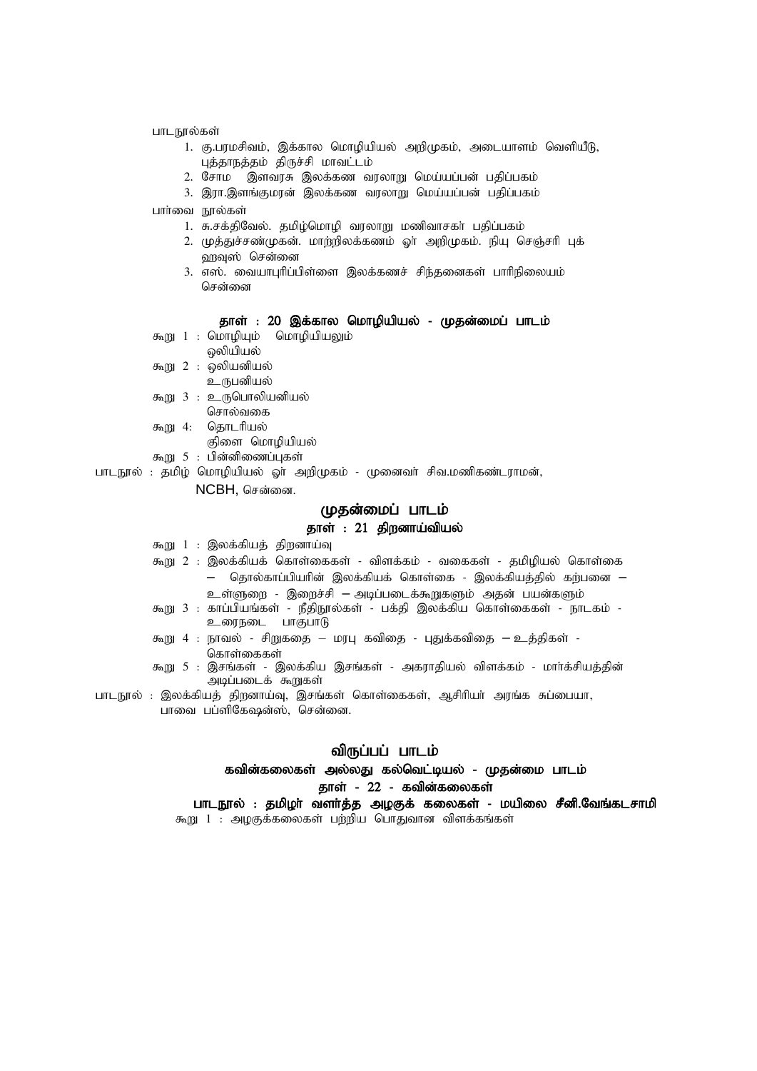பாடநூல்கள்

1. கு.பரமசிவம், இக்கால மொழியியல் அறிமுகம், அடையாளம் வெளியீடு, புத்தாநத்தம் திருச்சி மாவட்டம்
2. சோம இளவரசு இலக்கண வரலாறு மெய்யப்பன் பதிப்பகம்
3. இரா.இளங்குமரன் இலக்கண வரலாறு மெய்யப்பன் பதிப்பகம்

பார்வை நூல்கள்

1. சு.சக்திவேல். தமிழ்மொழி வரலாறு மணிவாசகர் பதிப்பகம்
2. முத்துச்சண்முகன். மாற்றிலக்கணம் ஓர் அறிமுகம். நியு செஞ்சரி புக் ஹவுஸ் சென்னை
3. எஸ். வையாபுரிப்பிள்ளை இலக்கணச் சிந்தனைகள் பாரிநிலையம் சென்னை

### தாள் : 20 இக்கால மொழியியல் - முதன்மைப் பாடம்

கூறு 1 : மொழியும் மொழியியலும்
ஒலியியல்

கூறு 2 : ஒலியனியல்
உருபனியல்

கூறு 3 : உருபொலியனியல்
சொல்வகை

கூறு 4: தொடரியல்
கிளை மொழியியல்

கூறு 5 : பின்னிணைப்புகள்

பாடநூல் : தமிழ் மொழியியல் ஓர் அறிமுகம் - முனைவர் சிவ.மணிகண்டராமன், NCBH, சென்னை.

## முதன்மைப் பாடம்

### தாள் : 21 திறனாய்வியல்

கூறு 1 : இலக்கியத் திறனாய்வு

கூறு 2 : இலக்கியக் கொள்கைகள் - விளக்கம் - வகைகள் - தமிழியல் கொள்கை – தொல்காப்பியரின் இலக்கியக் கொள்கை - இலக்கியத்தில் கற்பனை – உள்ளுறை - இறைச்சி – அடிப்படைக்கூறுகளும் அதன் பயன்களும்

கூறு 3 : காப்பியங்கள் - நீதிநூல்கள் - பக்தி இலக்கிய கொள்கைகள் - நாடகம் - உரைநடை பாகுபாடு

கூறு 4 : நாவல் - சிறுகதை – மரபு கவிதை - புதுக்கவிதை – உத்திகள் - கொள்கைகள்

கூறு 5 : இசங்கள் - இலக்கிய இசங்கள் - அகராதியல் விளக்கம் - மார்க்சியத்தின் அடிப்படைக் கூறுகள்

பாடநூல் : இலக்கியத் திறனாய்வு, இசங்கள் கொள்கைகள், ஆசிரியர் அரங்க சுப்பையா, பாவை பப்ளிகேஷன்ஸ், சென்னை.

## விருப்பப் பாடம்

### கவின்கலைகள் அல்லது கல்வெட்டியல் - முதன்மை பாடம்

### தாள் - 22 - கவின்கலைகள்

**பாடநூல் : தமிழர் வளர்த்த அழகுக் கலைகள் - மயிலை சீனி.வேங்கடசாமி**

கூறு 1 : அழகுக்கலைகள் பற்றிய பொதுவான விளக்கங்கள்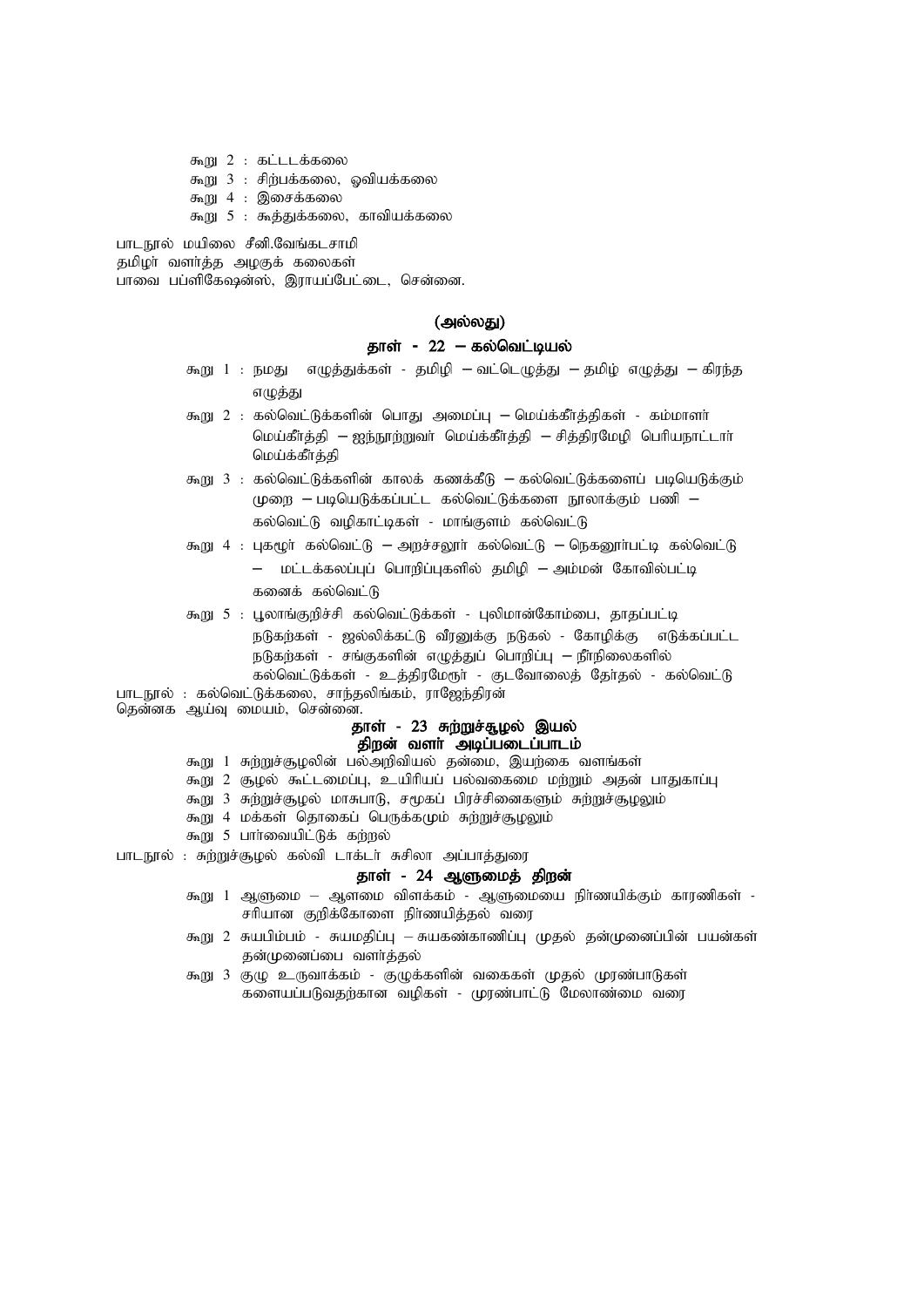கூறு 2 : கட்டடக்கலை

கூறு 3 : சிற்பக்கலை, ஓவியக்கலை

கூறு 4 : இசைக்கலை

கூறு 5 : கூத்துக்கலை, காவியக்கலை

பாடநூல் மயிலை சீனி.வேங்கடசாமி
தமிழர் வளர்த்த அழகுக் கலைகள்
பாவை பப்ளிகேஷன்ஸ், இராயப்பேட்டை, சென்னை.

**(அல்லது)**

### தாள் - 22 – கல்வெட்டியல்

கூறு 1 : நமது எழுத்துக்கள் - தமிழி – வட்டெழுத்து – தமிழ் எழுத்து – கிரந்த எழுத்து

கூறு 2 : கல்வெட்டுக்களின் பொது அமைப்பு – மெய்க்கீர்த்திகள் - கம்மாளர் மெய்க்கீர்த்தி – ஐந்நூற்றுவர் மெய்க்கீர்த்தி – சித்திரமேழி பெரியநாட்டார் மெய்க்கீர்த்தி

கூறு 3 : கல்வெட்டுக்களின் காலக் கணக்கீடு – கல்வெட்டுக்களைப் படியெடுக்கும் முறை – படியெடுக்கப்பட்ட கல்வெட்டுக்களை நூலாக்கும் பணி – கல்வெட்டு வழிகாட்டிகள் - மாங்குளம் கல்வெட்டு

கூறு 4 : புகழூர் கல்வெட்டு – அறச்சலூர் கல்வெட்டு – நெகனூர்பட்டி கல்வெட்டு – மட்டக்கலப்புப் பொறிப்புகளில் தமிழி – அம்மன் கோவில்பட்டி கனைக் கல்வெட்டு

கூறு 5 : பூலாங்குறிச்சி கல்வெட்டுக்கள் - புலிமான்கோம்பை, தாதப்பட்டி நடுகற்கள் - ஜல்லிக்கட்டு வீரனுக்கு நடுகல் - கோழிக்கு எடுக்கப்பட்ட நடுகற்கள் - சங்குகளின் எழுத்துப் பொறிப்பு – நீர்நிலைகளில் கல்வெட்டுக்கள் - உத்திரமேரூர் - குடவோலைத் தேர்தல் - கல்வெட்டு

பாடநூல் : கல்வெட்டுக்கலை, சாந்தலிங்கம், ராஜேந்திரன்
தென்னக ஆய்வு மையம், சென்னை.

### தாள் - 23 சுற்றுச்சூழல் இயல்
### திறன் வளர் அடிப்படைப்பாடம்

கூறு 1 சுற்றுச்சூழலின் பல்அறிவியல் தன்மை, இயற்கை வளங்கள்

கூறு 2 சூழல் கூட்டமைப்பு, உயிரியப் பல்வகைமை மற்றும் அதன் பாதுகாப்பு

கூறு 3 சுற்றுச்சூழல் மாசுபாடு, சமூகப் பிரச்சினைகளும் சுற்றுச்சூழலும்

கூறு 4 மக்கள் தொகைப் பெருக்கமும் சுற்றுச்சூழலும்

கூறு 5 பார்வையிட்டுக் கற்றல்

பாடநூல் : சுற்றுச்சூழல் கல்வி டாக்டர் சுசிலா அப்பாத்துரை

### தாள் - 24 ஆளுமைத் திறன்

கூறு 1 ஆளுமை – ஆளமை விளக்கம் - ஆளுமையை நிர்ணயிக்கும் காரணிகள் - சரியான குறிக்கோளை நிர்ணயித்தல் வரை

கூறு 2 சுயபிம்பம் - சுயமதிப்பு – சுயகண்காணிப்பு முதல் தன்முனைப்பின் பயன்கள் தன்முனைப்பை வளர்த்தல்

கூறு 3 குழு உருவாக்கம் - குழுக்களின் வகைகள் முதல் முரண்பாடுகள் களையப்படுவதற்கான வழிகள் - முரண்பாட்டு மேலாண்மை வரை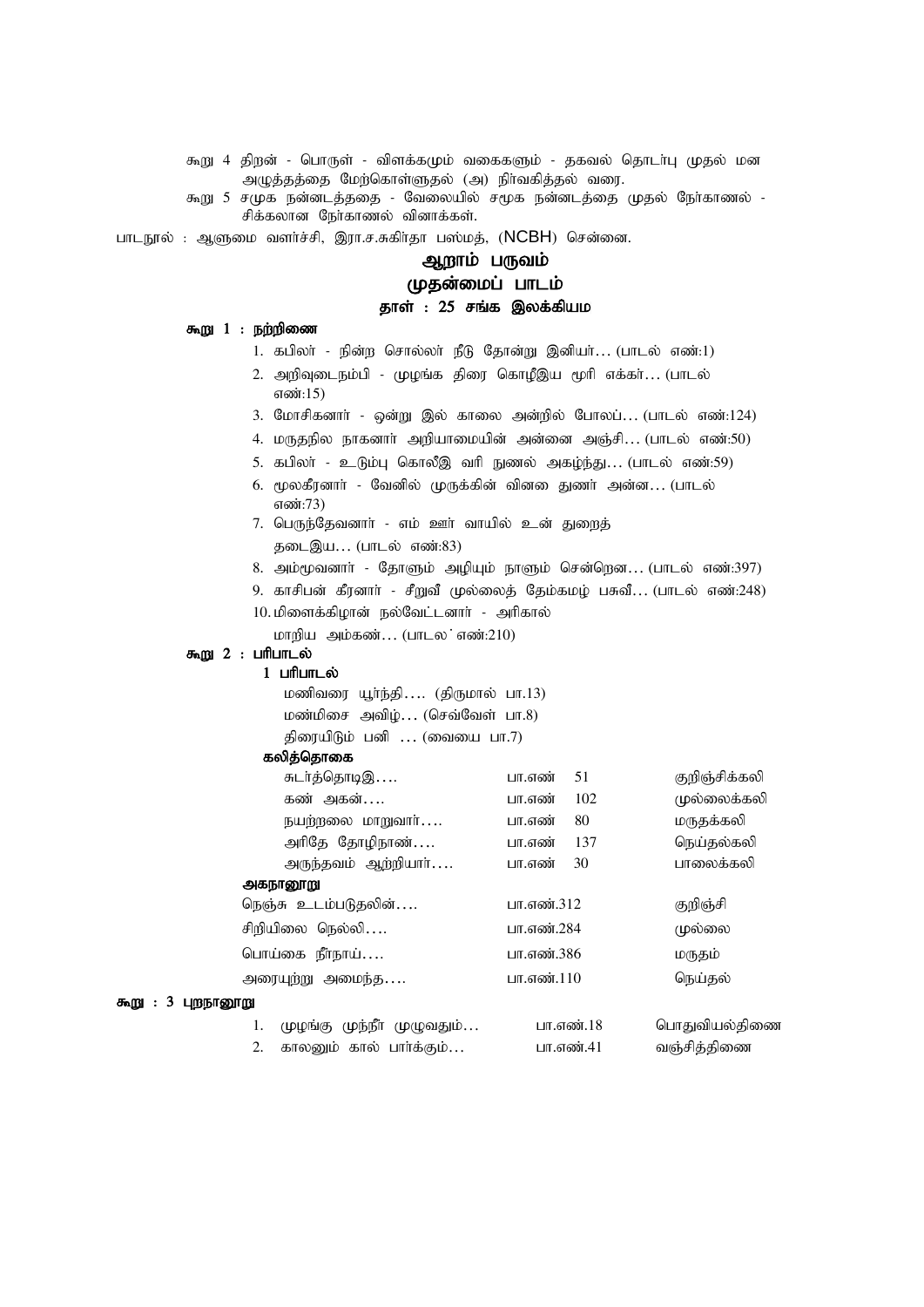கூறு 4 திறன் - பொருள் - விளக்கமும் வகைகளும் - தகவல் தொடர்பு முதல் மன அழுத்தத்தை மேற்கொள்ளுதல் (அ) நிர்வகித்தல் வரை.

கூறு 5 சமூக நன்னடத்ததை - வேலையில் சமூக நன்னடத்தை முதல் நேர்காணல் - சிக்கலான நேர்காணல் வினாக்கள்.

பாடநூல் : ஆளுமை வளர்ச்சி, இரா.ச.சுகிர்தா பஸ்மத், (NCBH) சென்னை.

## ஆறாம் பருவம்

## முதன்மைப் பாடம்

### தாள் : 25 சங்க இலக்கியம

**கூறு 1 : நற்றிணை**

1. கபிலர் - நின்ற சொல்லர் நீடு தோன்று இனியர்… (பாடல் எண்:1)
2. அறிவுடைநம்பி - முழங்க திரை கொழீஇய மூரி எக்கர்… (பாடல் எண்:15)
3. மோசிகனார் - ஒன்று இல் காலை அன்றில் போலப்… (பாடல் எண்:124)
4. மருதநில நாகனார் அறியாமையின் அன்னை அஞ்சி… (பாடல் எண்:50)
5. கபிலர் - உடும்பு கொலீஇ வரி நுணல் அகழ்ந்து… (பாடல் எண்:59)
6. மூலகீரனார் - வேனில் முருக்கின் வினை துணர் அன்ன… (பாடல் எண்:73)
7. பெருந்தேவனார் - எம் ஊர் வாயில் உன் துறைத் தடைஇய… (பாடல் எண்:83)
8. அம்மூவனார் - தோளும் அழியும் நாளும் சென்றென… (பாடல் எண்:397)
9. காசிபன் கீரனார் - சீறுவீ முல்லைத் தேம்கமழ் பசுவீ… (பாடல் எண்:248)
10. மிளைக்கிழான் நல்வேட்டனார் - அரிகால் மாறிய அம்கண்… (பாடல் எண்:210)

**கூறு 2 : பரிபாடல்**

**1 பரிபாடல்**

மணிவரை யூர்ந்தி…. (திருமால் பா.13)
மண்மிசை அவிழ்… (செவ்வேள் பா.8)
திரையிடும் பனி … (வையை பா.7)

**கலித்தொகை**

| | | |
|---|---|---|
| சுடர்த்தொடிஇ…. | பா.எண் 51 | குறிஞ்சிக்கலி |
| கண் அகன்…. | பா.எண் 102 | முல்லைக்கலி |
| நயற்றலை மாறுவார்…. | பா.எண் 80 | மருதக்கலி |
| அரிதே தோழிநாண்…. | பா.எண் 137 | நெய்தல்கலி |
| அருந்தவம் ஆற்றியார்…. | பா.எண் 30 | பாலைக்கலி |

**அகநானூறு**

| | | |
|---|---|---|
| நெஞ்சு உடம்படுதலின்…. | பா.எண்.312 | குறிஞ்சி |
| சிறியிலை நெல்லி…. | பா.எண்.284 | முல்லை |
| பொய்கை நீர்நாய்…. | பா.எண்.386 | மருதம் |
| அரையுற்று அமைந்த…. | பா.எண்.110 | நெய்தல் |

**கூறு : 3 புறநானூறு**

| | | | |
|---|---|---|---|
| 1. | முழங்கு முந்நீர் முழுவதும்… | பா.எண்.18 | பொதுவியல்திணை |
| 2. | காலனும் கால் பார்க்கும்… | பா.எண்.41 | வஞ்சித்திணை |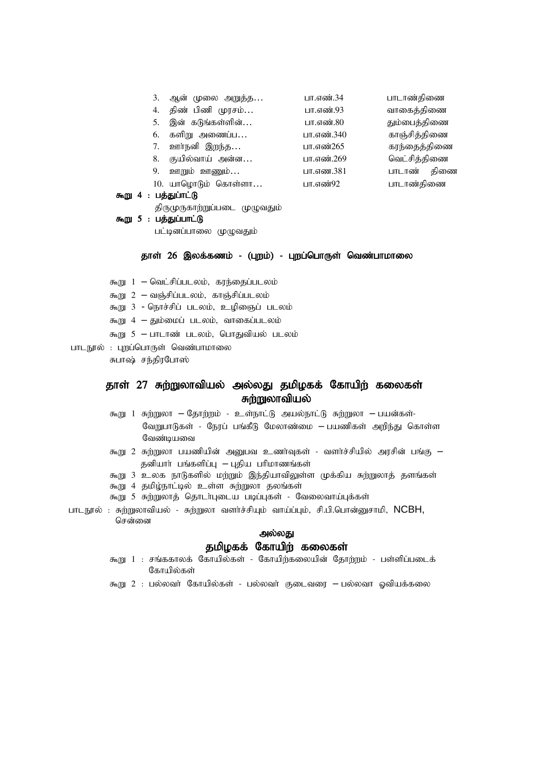| | | |
|---|---|---|
| 3. ஆன் முலை அறுத்த… | பா.எண்.34 | பாடாண்திணை |
| 4. திண் பிணி முரசம்… | பா.எண்.93 | வாகைத்திணை |
| 5. இன் கடுங்கள்ளின்… | பா.எண்.80 | தும்பைத்திணை |
| 6. களிறு அணைப்ப… | பா.எண்.340 | காஞ்சித்திணை |
| 7. ஊர்நனி இறந்த… | பா.எண்265 | கரந்தைத்திணை |
| 8. குயில்வாய் அன்ன… | பா.எண்.269 | வெட்சித்திணை |
| 9. ஊறும் ஊனும்… | பா.எண.381 | பாடாண் திணை |
| 10. யாழொடும் கொள்ளா… | பா.எண்92 | பாடாண்திணை |

**கூறு 4 : பத்துப்பாட்டு**

திருமுருகாற்றுப்படை முழுவதும்

**கூறு 5 : பத்துப்பாட்டு**

பட்டினப்பாலை முழுவதும்

### தாள் 26 இலக்கணம் - (புறம்) - புறப்பொருள் வெண்பாமாலை

கூறு 1 – வெட்சிப்படலம், கரந்தைப்படலம்

கூறு 2 – வஞ்சிப்படலம், காஞ்சிப்படலம்

கூறு 3 - நொச்சிப் படலம், உழிஞைப் படலம்

கூறு 4 – தும்மைப் படலம், வாகைப்படலம்

கூறு 5 – பாடாண் படலம், பொதுவியல் படலம்

பாடநூல் : புறப்பொருள் வெண்பாமாலை

சுபாஷ் சந்திரபோஸ்

## தாள் 27 சுற்றுலாவியல் அல்லது தமிழகக் கோயிற் கலைகள்

### சுற்றுலாவியல்

கூறு 1 சுற்றுலா – தோற்றம் - உள்நாட்டு அயல்நாட்டு சுற்றுலா – பயன்கள்- வேறுபாடுகள் - நேரப் பங்கீடு மேலாண்மை – பயணிகள் அறிந்து கொள்ள வேண்டியவை

கூறு 2 சுற்றுலா பயணியின் அனுபவ உணர்வுகள் - வளர்ச்சியில் அரசின் பங்கு – தனியார் பங்களிப்பு – புதிய பரிமாணங்கள்

கூறு 3 உலக நாடுகளில் மற்றும் இந்தியாவிலுள்ள முக்கிய சுற்றுலாத் தளங்கள்

கூறு 4 தமிழ்நாட்டில் உள்ள சுற்றுலா தலங்கள்

கூறு 5 சுற்றுலாத் தொடர்புடைய படிப்புகள் - வேலைவாய்ப்புக்கள்

பாடநூல் : சுற்றுலாவியல் - சுற்றுலா வளர்ச்சியும் வாய்ப்பும், சி.பி.பொன்னுசாமி, NCBH, சென்னை

**அல்லது**

### தமிழகக் கோயிற் கலைகள்

கூறு 1 : சங்ககாலக் கோயில்கள் - கோயிற்கலையின் தோற்றம் - பள்ளிப்படைக் கோயில்கள்

கூறு 2 : பல்லவர் கோயில்கள் - பல்லவர் குடைவரை – பல்லவா ஓவியக்கலை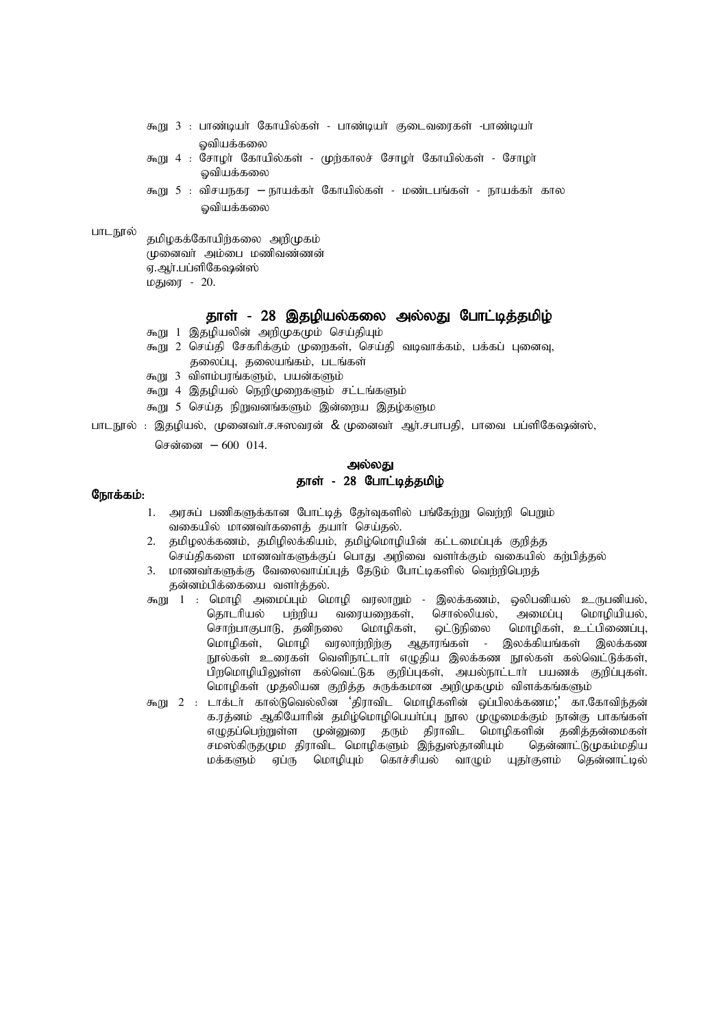கூறு 3 : பாண்டியர் கோயில்கள் - பாண்டியர் குடைவரைகள் -பாண்டியர் ஓவியக்கலை

கூறு 4 : சோழர் கோயில்கள் - முற்காலச் சோழர் கோயில்கள் - சோழர் ஓவியக்கலை

கூறு 5 : விசயநகர – நாயக்கர் கோயில்கள் - மண்டபங்கள் - நாயக்கர் கால ஓவியக்கலை

பாடநூல்

தமிழகக்கோயிற்கலை அறிமுகம்
முனைவர் அம்பை மணிவண்ணன்
ஏ.ஆர்.பப்ளிகேஷன்ஸ்
மதுரை - 20.

## தாள் - 28 இதழியல்கலை அல்லது போட்டித்தமிழ்

கூறு 1 இதழியலின் அறிமுகமும் செய்தியும்

கூறு 2 செய்தி சேகரிக்கும் முறைகள், செய்தி வடிவாக்கம், பக்கப் புனைவு, தலைப்பு, தலையங்கம், படங்கள்

கூறு 3 விளம்பரங்களும், பயன்களும்

கூறு 4 இதழியல் நெறிமுறைகளும் சட்டங்களும்

கூறு 5 செய்த நிறுவனங்களும் இன்றைய இதழ்களும

பாடநூல் : இதழியல், முனைவர்.ச.ஈஸ்வரன் & முனைவர் ஆர்.சபாபதி, பாவை பப்ளிகேஷன்ஸ், சென்னை – 600 014.

### அல்லது
### தாள் - 28 போட்டித்தமிழ்

**நோக்கம்:**

1. அரசுப் பணிகளுக்கான போட்டித் தேர்வுகளில் பங்கேற்று வெற்றி பெறும் வகையில் மாணவர்களைத் தயார் செய்தல்.
2. தமிழலக்கணம், தமிழிலக்கியம், தமிழ்மொழியின் கட்டமைப்புக் குறித்த செய்திகளை மாணவர்களுக்குப் பொது அறிவை வளர்க்கும் வகையில் கற்பித்தல்
3. மாணவர்களுக்கு வேலைவாய்ப்புத் தேடும் போட்டிகளில் வெற்றிபெறத் தன்னம்பிக்கையை வளர்த்தல்.

கூறு 1 : மொழி அமைப்பும் மொழி வரலாறும் - இலக்கணம், ஒலிபனியல் உருபனியல், தொடரியல் பற்றிய வரையறைகள், சொல்லியல், அமைப்பு மொழியியல், சொற்பாகுபாடு, தனிநலை மொழிகள், ஒட்டுநிலை மொழிகள், உட்பிணைப்பு, மொழிகள், மொழி வரலாற்றிற்கு ஆதாரங்கள் - இலக்கியங்கள் இலக்கண நூல்கள் உரைகள் வெளிநாட்டார் எழுதிய இலக்கண நூல்கள் கல்வெட்டுக்கள், பிறமொழியிலுள்ள கல்வெட்டுக குறிப்புகள், அயல்நாட்டார் பயணக் குறிப்புகள். மொழிகள் முதலியன குறித்த சுருக்கமான அறிமுகமும் விளக்கங்களும்

கூறு 2 : டாக்டர் கால்டுவெல்லின 'திராவிட மொழிகளின் ஒப்பிலக்கணம;' கா.கோவிந்தன் க.ரத்னம் ஆகியோரின் தமிழ்மொழியெயர்ப்பு நூல முழுமைக்கும் நான்கு பாகங்கள் எழுதப்பெற்றுள்ள முன்னுரை தரும் திராவிட மொழிகளின் தனித்தன்மைகள் சமஸ்கிருதமும திராவிட மொழிகளும் இந்துஸ்தானியும் தென்னாட்டுமுகம்மதிய மக்களும் ஏப்ரு மொழியும் கொச்சியல் வாழும் யுதர்குளம் தென்னாட்டில்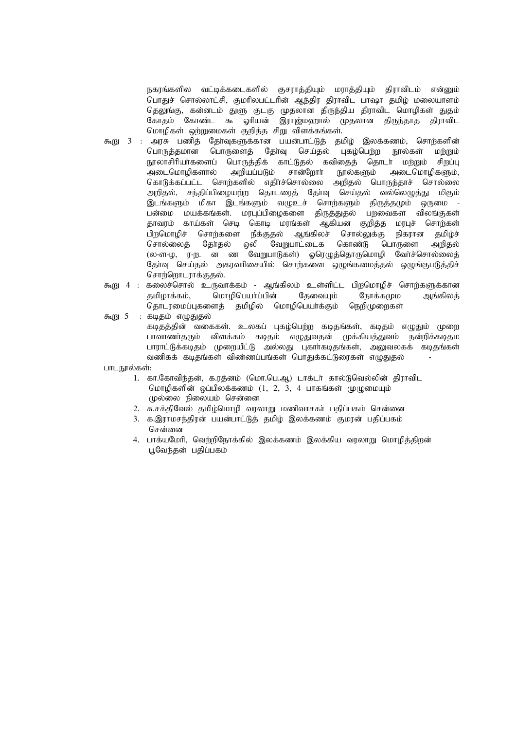நகரங்களில வட்டிக்கடைகளில் குசராத்தியும் மராத்தியும் திராவிடம் என்னும் பொதுச் சொல்லாட்சி, குமரிலபட்டரின் ஆந்திர திராவிட பாஷா தமிழ் மலையாளம் தெலுங்கு, கன்னடம் துளு குடகு முதலான திருந்திய திராவிட மொழிகள் துதம் கோதம் கோண்ட கூ ஓரியன் இராஜ்மஹால் முதலான திருந்தாத திராவிட மொழிகள் ஒற்றுமைகள் குறித்த சிறு விளக்கங்கள்.

கூறு 3 : அரசு பணித் தேர்வுகளுக்கான பயன்பாட்டுத் தமிழ் இலக்கணம், சொற்களின் பொருத்தமான பொருளைத் தேர்வு செய்தல் புகழ்பெற்ற நூல்கள் மற்றும் நூலாசிரியர்களைப் பொருத்திக் காட்டுதல் கவிதைத் தொடர் மற்றும் சிறப்பு அடைமொழிகளால் அறியப்படும் சான்றோர் நூல்களும் அடைமொழிகளும், கொடுக்கப்பட்ட சொற்களில் எதிர்ச்சொல்லை அறிதல் பொருந்தாச் சொல்லை அறிதல், சந்திப்பிழையற்ற தொடரைத் தேர்வு செய்தல் வல்லெழுத்து மிகும் இடங்களும் மிகா இடங்களும் வழுஉச் சொற்களும் திருத்தமும் ஒருமை - பன்மை மயக்கங்கள். மரபுப்பிழைகளை திருத்துதல் பறவைகள விலங்குகள் தாவரம் காய்கள் செடி கொடி மரங்கள் ஆகியன குறித்த மரபுச் சொற்கள் பிறமொழிச் சொற்களை நீக்குதல் ஆங்கிலச் சொல்லுக்கு நிகரான தமிழ்ச் சொல்லைத் தேர்தல் ஒலி வேறுபாட்டைக கொண்டு பொருளை அறிதல் (ல-ள-ழ, ர-ற. ன ண வேறுபாடுகள்) ஓரெழுத்தொருமொழி வேர்ச்சொல்லைத் தேர்வு செய்தல் அகரவரிசையில் சொற்களை ஒழுங்கமைத்தல் ஒழுங்குபடுத்திச் சொற்றொடராக்குதல்.

கூறு 4 : கலைச்சொல் உருவாக்கம் - ஆங்கிலம் உள்ளிட்ட பிறமொழிச் சொற்களுக்கான தமிழாக்கம், மொழிபெயர்ப்பின் தேவையும் நோக்கமும ஆங்கிலத் தொடரமைப்புகளைத் தமிழில் மொழிபெயர்க்கும் நெறிமுறைகள்

கூறு 5 : கடிதம் எழுதுதல்
கடிதத்தின் வகைகள். உலகப் புகழ்பெற்ற கடிதங்கள், கடிதம் எழுதும் முறை பாவாணர்தரும் விளக்கம் கடிதம் எழுதுவதன் முக்கியத்துவம் நன்றிக்கடிதம பாராட்டுக்கடிதம் முறையீட்டு அல்லது புகார்கடிதங்கள், அலுவலகக் கடிதங்கள் வணிகக் கடிதங்கள் விண்ணப்பங்கள் பொதுக்கட்டுரைகள் எழுதுதல் -

பாடநூல்கள்:

1. கா.கோவிந்தன், க.ரத்னம் (மொ.பெ.ஆ) டாக்டர் கால்டுவெல்லின் திராவிட மொழிகளின் ஒப்பிலக்கணம் (1, 2, 3, 4 பாகங்கள் முழுமையும் முல்லை நிலையம் சென்னை
2. சு.சக்திவேல் தமிழ்மொழி வரலாறு மணிவாசகர் பதிப்பகம் சென்னை
3. க.இராமசந்திரன் பயன்பாட்டுத் தமிழ் இலக்கணம் குமரன் பதிப்பகம் சென்னை
4. பாக்யமேரி, வெற்றிநோக்கில் இலக்கணம் இலக்கிய வரலாறு மொழித்திறன் பூவேந்தன் பதிப்பகம்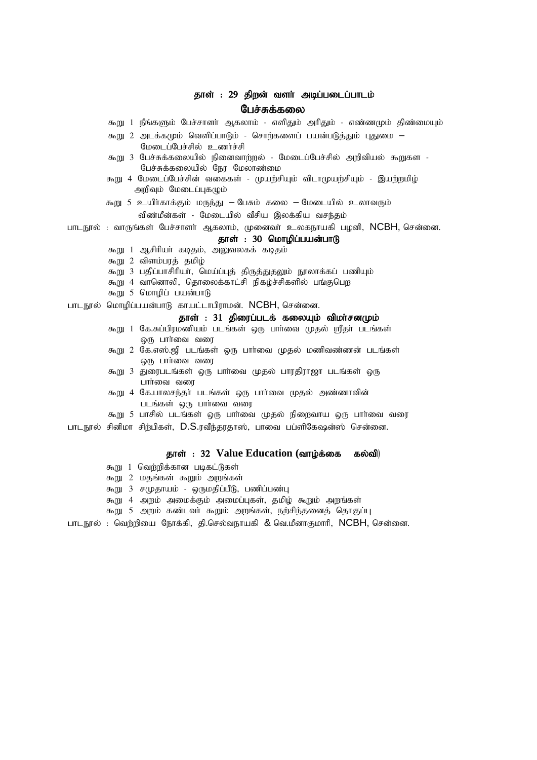## தாள் : 29 திறன் வளர் அடிப்படைப்பாடம்

### பேச்சுக்கலை

- கூறு 1 நீங்களும் பேச்சாளர் ஆகலாம் - எளிதும் அரிதும் - எண்ணமும் திண்மையும்
- கூறு 2 அடக்கமும் வெளிப்பாடும் - சொற்களைப் பயன்படுத்தும் புதுமை – மேடைப்பேச்சில் உணர்ச்சி
- கூறு 3 பேச்சுக்கலையில் நினைவாற்றல் - மேடைப்பேச்சில் அறிவியல் கூறுகள - பேச்சுக்கலையில் நேர மேலாண்மை
- கூறு 4 மேடைப்பேச்சின் வகைகள் - முயற்சியும் விடாமுயற்சியும் - இயற்றமிழ் அறிவும் மேடைப்புகழும்
- கூறு 5 உயிர்காக்கும் மருந்து – பேசும் கலை – மேடையில் உலாவரும் விண்மீன்கள் - மேடையில் வீசிய இலக்கிய வசந்தம்

பாடநூல் : வாருங்கள் பேச்சாளர் ஆகலாம், முனைவர் உலகநாயகி பழனி, NCBH, சென்னை.

## தாள் : 30 மொழிப்பயன்பாடு

- கூறு 1 ஆசிரியர் கடிதம், அலுவலகக் கடிதம்
- கூறு 2 விளம்பரத் தமிழ்
- கூறு 3 பதிப்பாசிரியர், மெய்ப்புத் திருத்துதலும் நூலாக்கப் பணியும்
- கூறு 4 வானொலி, தொலைக்காட்சி நிகழ்ச்சிகளில் பங்குபெற
- கூறு 5 மொழிப் பயன்பாடு

பாடநூல் மொழிப்பயன்பாடு கா.பட்டாபிராமன். NCBH, சென்னை.

## தாள் : 31 திரைப்படக் கலையும் விமர்சனமும்

- கூறு 1 கே.சுப்பிரமணியம் படங்கள் ஒரு பார்வை முதல் ஸ்ரீதர் படங்கள் ஒரு பார்வை வரை
- கூறு 2 கே.எஸ்.ஜி படங்கள் ஒரு பார்வை முதல் மணிவண்ணன் படங்கள் ஒரு பார்வை வரை
- கூறு 3 துரைபடங்கள் ஒரு பார்வை முதல் பாரதிராஜா படங்கள் ஒரு பார்வை வரை
- கூறு 4 கே.பாலசந்தர் படங்கள் ஒரு பார்வை முதல் அண்ணாவின் படங்கள் ஒரு பார்வை வரை
- கூறு 5 பாசில் படங்கள் ஒரு பார்வை முதல் நிறைவாய ஒரு பார்வை வரை

பாடநூல் சினிமா சிற்பிகள், D.S.ரவீந்தரதாஸ், பாவை பப்ளிகேஷன்ஸ் சென்னை.

## தாள் : 32 Value Education (வாழ்க்கை கல்வி)

- கூறு 1 வெற்றிக்கான படிகட்டுகள்
- கூறு 2 மதங்கள் கூறும் அறங்கள்
- கூறு 3 சமுதாயம் - ஒருமதிப்பீடு, பணிப்பண்பு
- கூறு 4 அறம் அமைக்கும் அமைப்புகள், தமிழ் கூறும் அறங்கள்
- கூறு 5 அறம் கண்டவர் கூறும் அறங்கள், நற்சிந்தனைத் தொகுப்பு

பாடநூல் : வெற்றியை நோக்கி, தி.செல்வநாயகி & வெ.மீனாகுமாரி, NCBH, சென்னை.